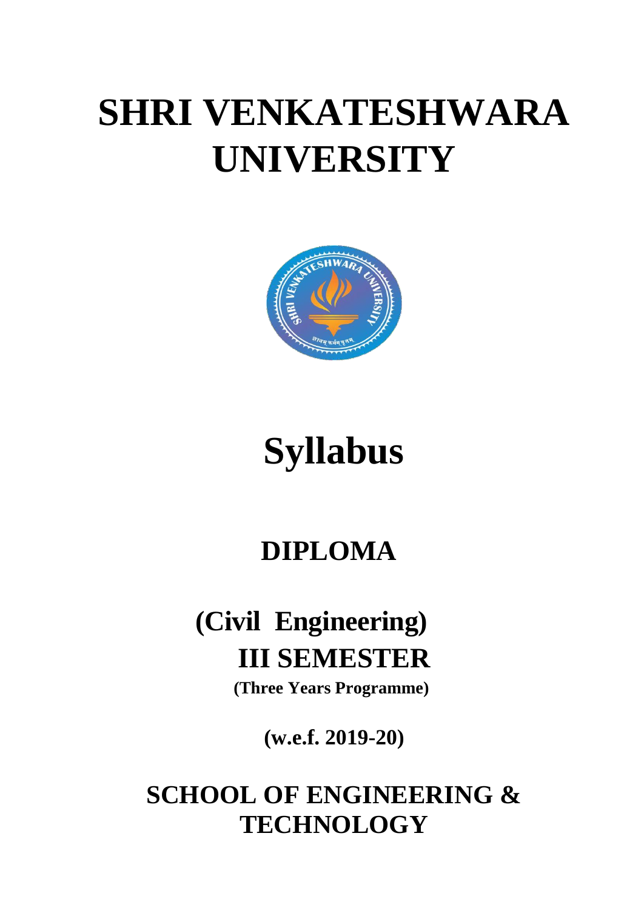# SHRI VENKATESHWARA UNIVERSITY

# Syllabus

## DIPLOMA

## (Civil Engineering)

## III SEMESTER

**(Three Years Programme)**

**(w.e.f. 2019-20)**

## SCHOOL OF ENGINEERING & TECHNOLOGY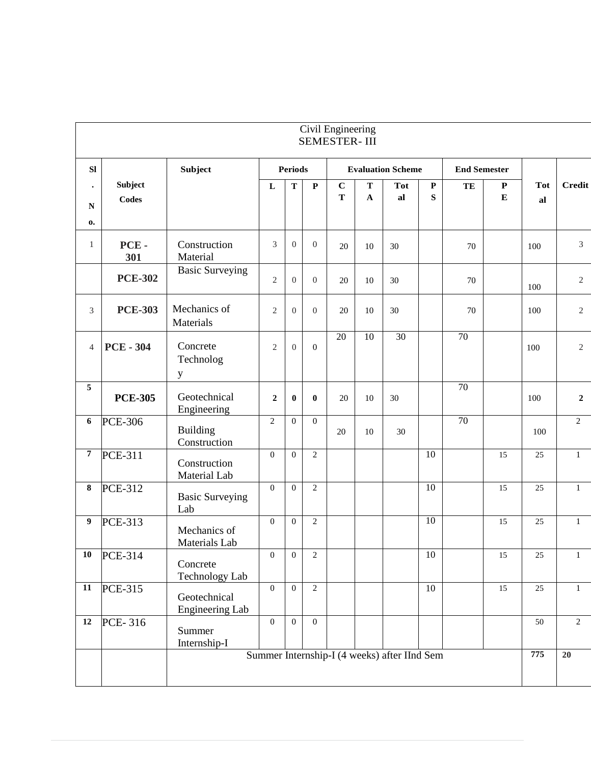# Civil Engineering
## SEMESTER- III

| Sl. No. | Subject Codes | Subject | Periods | | | Evaluation Scheme | | | | End Semester | | Total | Credit |
|---|---|---|---|---|---|---|---|---|---|---|---|---|---|
| | | | L | T | P | CT | TA | Total | PS | TE | PE | | |
| 1 | **PCE - 301** | Construction Material | 3 | 0 | 0 | 20 | 10 | 30 | | 70 | | 100 | 3 |
| | **PCE-302** | Basic Surveying | 2 | 0 | 0 | 20 | 10 | 30 | | 70 | | 100 | 2 |
| 3 | **PCE-303** | Mechanics of Materials | 2 | 0 | 0 | 20 | 10 | 30 | | 70 | | 100 | 2 |
| 4 | **PCE - 304** | Concrete Technology | 2 | 0 | 0 | 20 | 10 | 30 | | 70 | | 100 | 2 |
| **5** | **PCE-305** | Geotechnical Engineering | **2** | **0** | **0** | 20 | 10 | 30 | | 70 | | 100 | **2** |
| **6** | PCE-306 | Building Construction | 2 | 0 | 0 | 20 | 10 | 30 | | 70 | | 100 | 2 |
| **7** | PCE-311 | Construction Material Lab | 0 | 0 | 2 | | | | 10 | | 15 | 25 | 1 |
| **8** | PCE-312 | Basic Surveying Lab | 0 | 0 | 2 | | | | 10 | | 15 | 25 | 1 |
| **9** | PCE-313 | Mechanics of Materials Lab | 0 | 0 | 2 | | | | 10 | | 15 | 25 | 1 |
| **10** | PCE-314 | Concrete Technology Lab | 0 | 0 | 2 | | | | 10 | | 15 | 25 | 1 |
| **11** | PCE-315 | Geotechnical Engineering Lab | 0 | 0 | 2 | | | | 10 | | 15 | 25 | 1 |
| **12** | PCE- 316 | Summer Internship-I | 0 | 0 | 0 | | | | | | | 50 | 2 |
| | | Summer Internship-I (4 weeks) after IInd Sem | | | | | | | | | | **775** | **20** |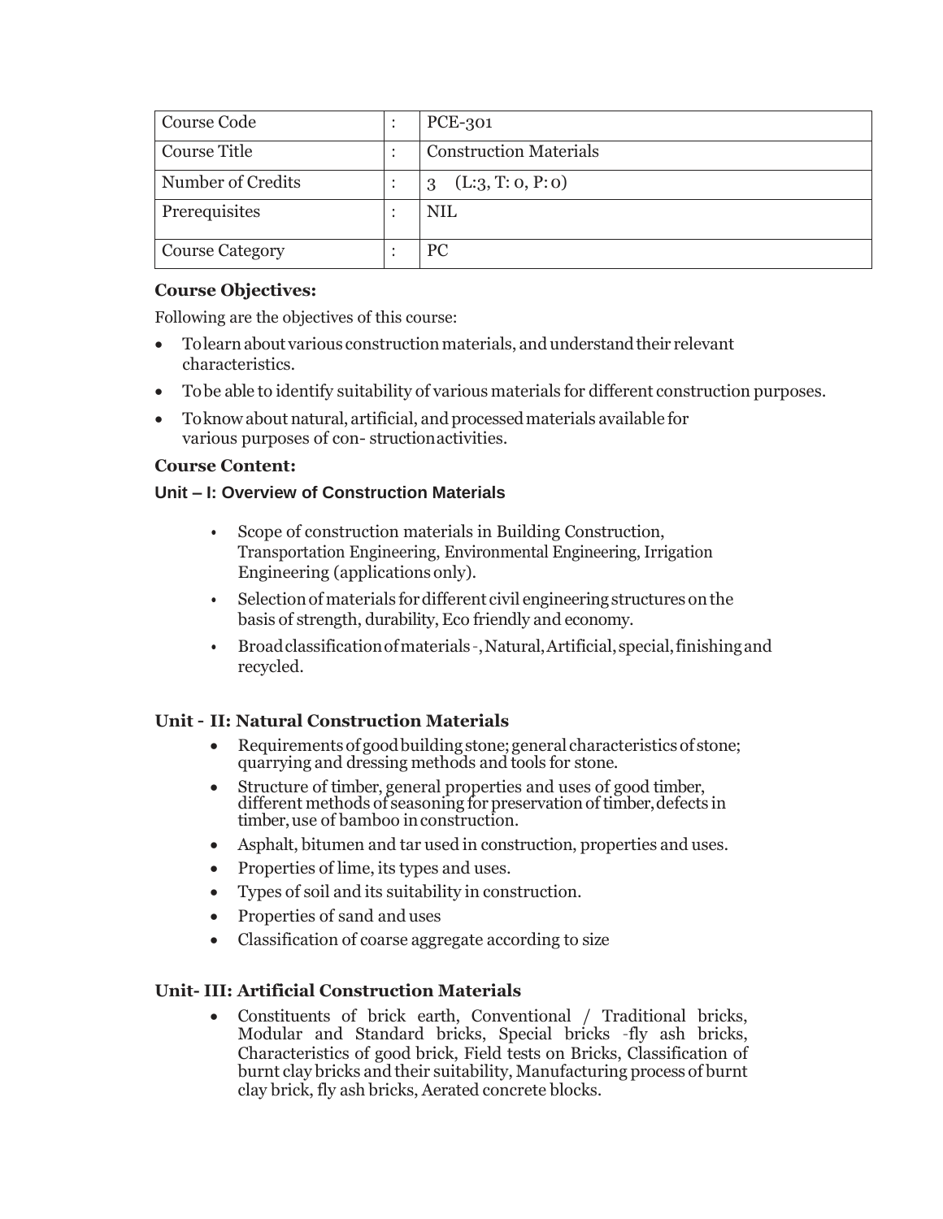| Course Code | : | PCE-301 |
|---|---|---|
| Course Title | : | Construction Materials |
| Number of Credits | : | 3 (L:3, T: 0, P: 0) |
| Prerequisites | : | NIL |
| Course Category | : | PC |

**Course Objectives:**

Following are the objectives of this course:

- To learn about various construction materials, and understand their relevant characteristics.
- To be able to identify suitability of various materials for different construction purposes.
- To know about natural, artificial, and processed materials available for various purposes of con- struction activities.

**Course Content:**

**Unit – I: Overview of Construction Materials**

- Scope of construction materials in Building Construction, Transportation Engineering, Environmental Engineering, Irrigation Engineering (applications only).
- Selection of materials for different civil engineering structures on the basis of strength, durability, Eco friendly and economy.
- Broad classification of materials -, Natural, Artificial, special, finishing and recycled.

**Unit - II: Natural Construction Materials**

- Requirements of good building stone; general characteristics of stone; quarrying and dressing methods and tools for stone.
- Structure of timber, general properties and uses of good timber, different methods of seasoning for preservation of timber, defects in timber, use of bamboo in construction.
- Asphalt, bitumen and tar used in construction, properties and uses.
- Properties of lime, its types and uses.
- Types of soil and its suitability in construction.
- Properties of sand and uses
- Classification of coarse aggregate according to size

**Unit- III: Artificial Construction Materials**

- Constituents of brick earth, Conventional / Traditional bricks, Modular and Standard bricks, Special bricks -fly ash bricks, Characteristics of good brick, Field tests on Bricks, Classification of burnt clay bricks and their suitability, Manufacturing process of burnt clay brick, fly ash bricks, Aerated concrete blocks.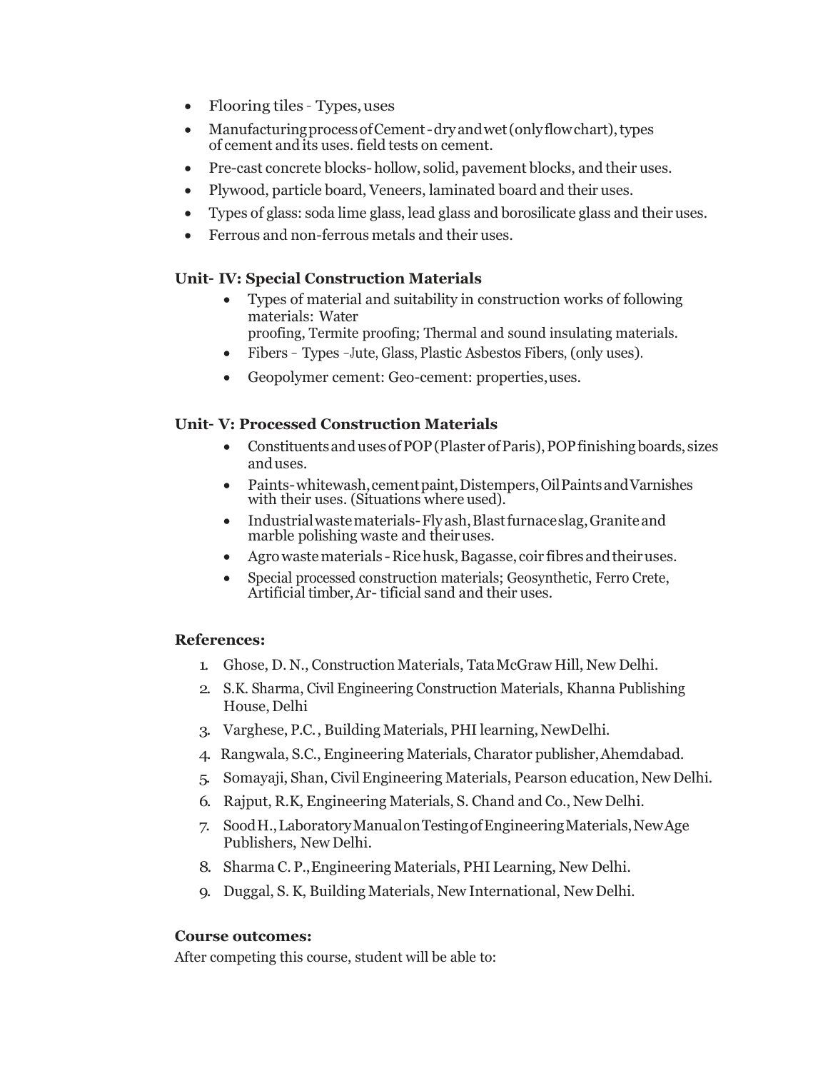- Flooring tiles - Types, uses
- Manufacturing process of Cement - dry and wet (only flow chart), types of cement and its uses. field tests on cement.
- Pre-cast concrete blocks- hollow, solid, pavement blocks, and their uses.
- Plywood, particle board, Veneers, laminated board and their uses.
- Types of glass: soda lime glass, lead glass and borosilicate glass and their uses.
- Ferrous and non-ferrous metals and their uses.

**Unit- IV: Special Construction Materials**

- Types of material and suitability in construction works of following materials: Water proofing, Termite proofing; Thermal and sound insulating materials.
- Fibers – Types –Jute, Glass, Plastic Asbestos Fibers, (only uses).
- Geopolymer cement: Geo-cement: properties, uses.

**Unit- V: Processed Construction Materials**

- Constituents and uses of POP (Plaster of Paris), POP finishing boards, sizes and uses.
- Paints- whitewash, cement paint, Distempers, Oil Paints and Varnishes with their uses. (Situations where used).
- Industrial waste materials- Fly ash, Blast furnace slag, Granite and marble polishing waste and their uses.
- Agro waste materials - Rice husk, Bagasse, coir fibres and their uses.
- Special processed construction materials; Geosynthetic, Ferro Crete, Artificial timber, Ar- tificial sand and their uses.

**References:**

1. Ghose, D. N., Construction Materials, Tata McGraw Hill, New Delhi.
2. S.K. Sharma, Civil Engineering Construction Materials, Khanna Publishing House, Delhi
3. Varghese, P.C. , Building Materials, PHI learning, NewDelhi.
4. Rangwala, S.C., Engineering Materials, Charator publisher, Ahemdabad.
5. Somayaji, Shan, Civil Engineering Materials, Pearson education, New Delhi.
6. Rajput, R.K, Engineering Materials, S. Chand and Co., New Delhi.
7. Sood H., Laboratory Manual on Testing of Engineering Materials, New Age Publishers, New Delhi.
8. Sharma C. P., Engineering Materials, PHI Learning, New Delhi.
9. Duggal, S. K, Building Materials, New International, New Delhi.

**Course outcomes:**

After competing this course, student will be able to: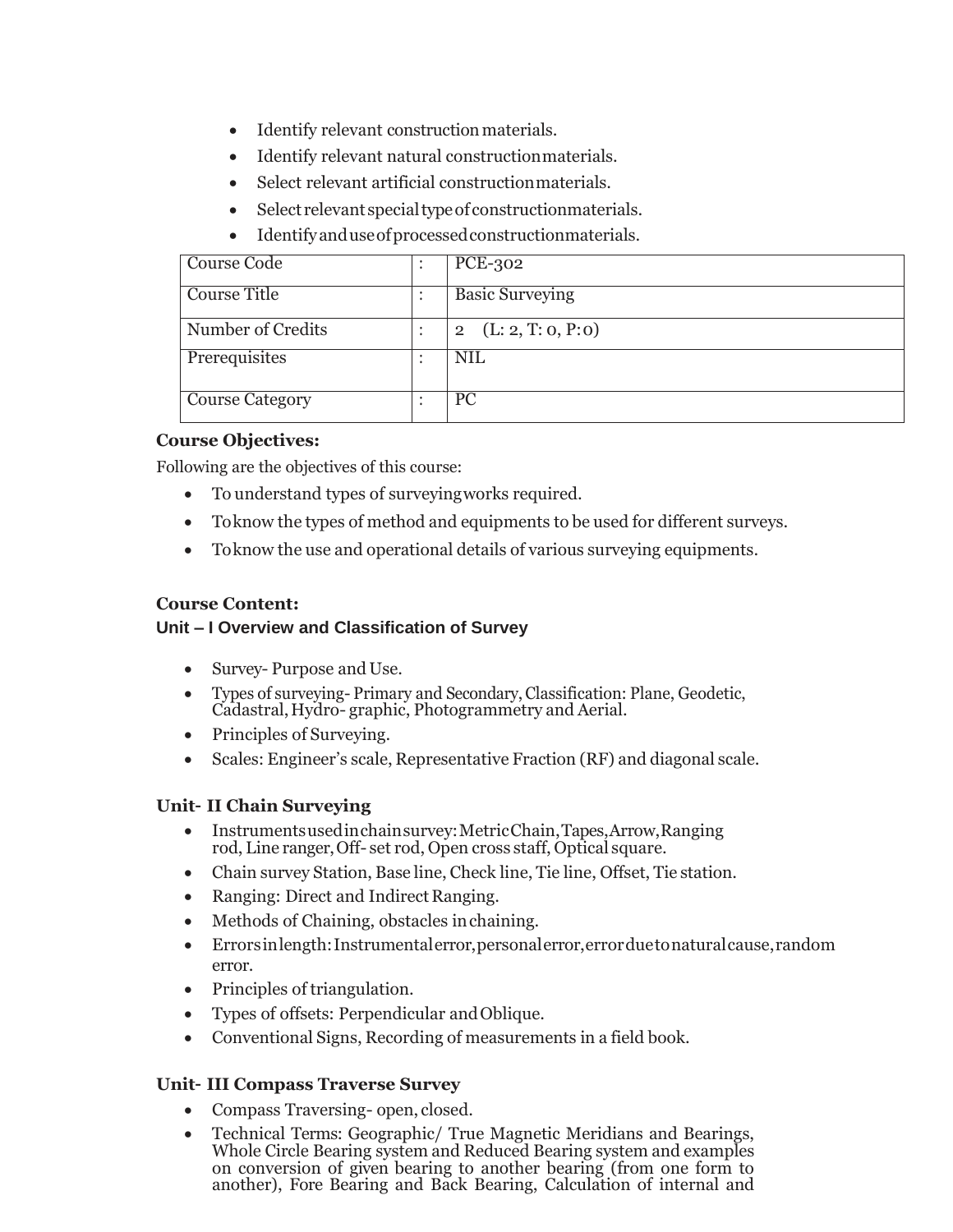- Identify relevant construction materials.
- Identify relevant natural construction materials.
- Select relevant artificial construction materials.
- Select relevant special type of construction materials.
- Identify and use of processed construction materials.

| Course Code | : | PCE-302 |
|---|---|---|
| Course Title | : | Basic Surveying |
| Number of Credits | : | 2 (L: 2, T: 0, P: 0) |
| Prerequisites | : | NIL |
| Course Category | : | PC |

**Course Objectives:**

Following are the objectives of this course:

- To understand types of surveying works required.
- To know the types of method and equipments to be used for different surveys.
- To know the use and operational details of various surveying equipments.

**Course Content:**

**Unit – I Overview and Classification of Survey**

- Survey- Purpose and Use.
- Types of surveying- Primary and Secondary, Classification: Plane, Geodetic, Cadastral, Hydro- graphic, Photogrammetry and Aerial.
- Principles of Surveying.
- Scales: Engineer's scale, Representative Fraction (RF) and diagonal scale.

**Unit- II Chain Surveying**

- Instruments used in chain survey: Metric Chain, Tapes, Arrow, Ranging rod, Line ranger, Off- set rod, Open cross staff, Optical square.
- Chain survey Station, Base line, Check line, Tie line, Offset, Tie station.
- Ranging: Direct and Indirect Ranging.
- Methods of Chaining, obstacles in chaining.
- Errors in length: Instrumental error, personal error, error due to natural cause, random error.
- Principles of triangulation.
- Types of offsets: Perpendicular and Oblique.
- Conventional Signs, Recording of measurements in a field book.

**Unit- III Compass Traverse Survey**

- Compass Traversing- open, closed.
- Technical Terms: Geographic/ True Magnetic Meridians and Bearings, Whole Circle Bearing system and Reduced Bearing system and examples on conversion of given bearing to another bearing (from one form to another), Fore Bearing and Back Bearing, Calculation of internal and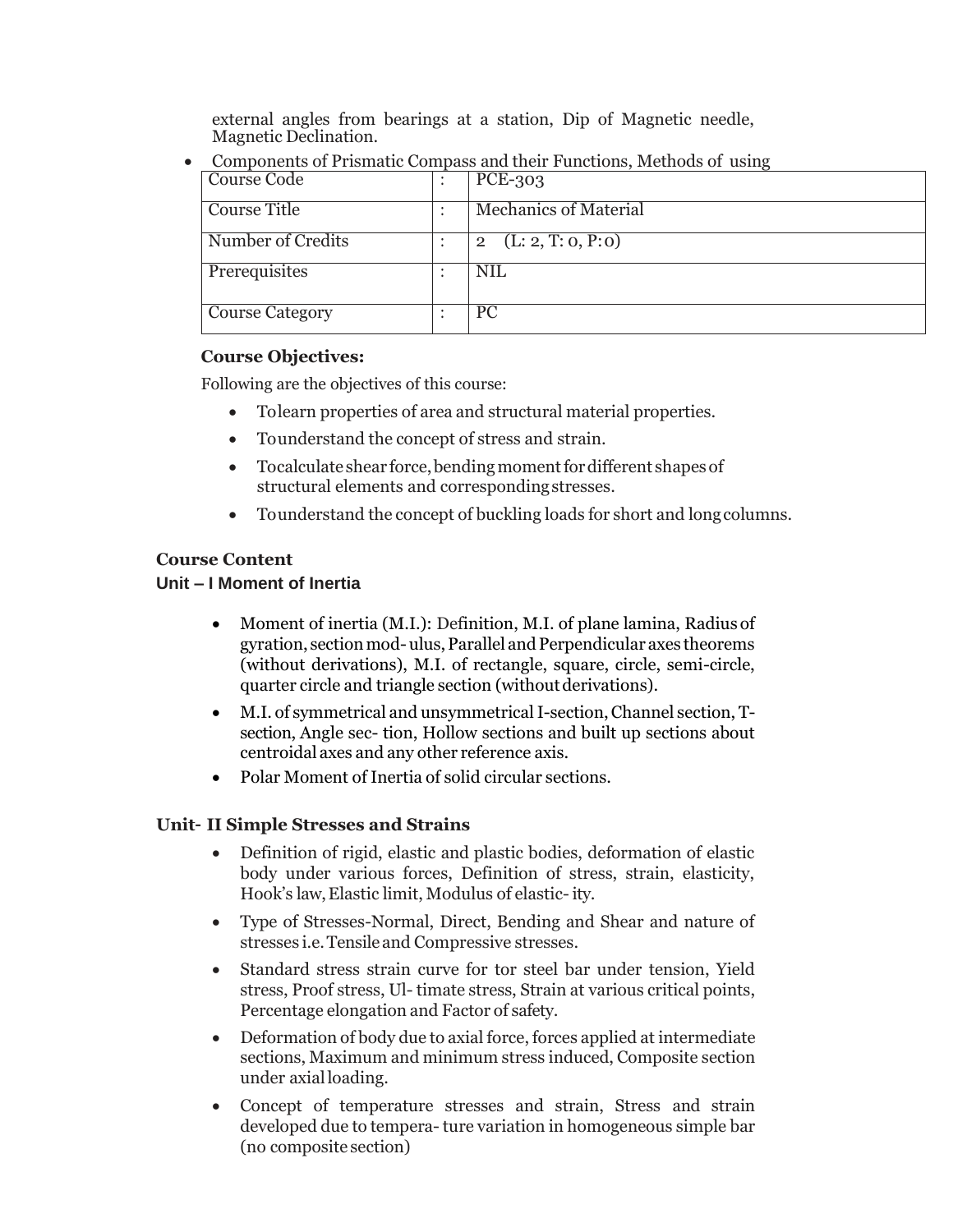external angles from bearings at a station, Dip of Magnetic needle, Magnetic Declination.

- Components of Prismatic Compass and their Functions, Methods of using

| Course Code | : | PCE-303 |
|---|---|---|
| Course Title | : | Mechanics of Material |
| Number of Credits | : | 2 (L: 2, T: 0, P: 0) |
| Prerequisites | : | NIL |
| Course Category | : | PC |

**Course Objectives:**

Following are the objectives of this course:

- Tolearn properties of area and structural material properties.
- Tounderstand the concept of stress and strain.
- Tocalculate shear force, bending moment for different shapes of structural elements and corresponding stresses.
- Tounderstand the concept of buckling loads for short and long columns.

## Course Content

### Unit – I Moment of Inertia

- Moment of inertia (M.I.): Definition, M.I. of plane lamina, Radius of gyration, section mod- ulus, Parallel and Perpendicular axes theorems (without derivations), M.I. of rectangle, square, circle, semi-circle, quarter circle and triangle section (without derivations).
- M.I. of symmetrical and unsymmetrical I-section, Channel section, T-section, Angle sec- tion, Hollow sections and built up sections about centroidal axes and any other reference axis.
- Polar Moment of Inertia of solid circular sections.

### Unit- II Simple Stresses and Strains

- Definition of rigid, elastic and plastic bodies, deformation of elastic body under various forces, Definition of stress, strain, elasticity, Hook's law, Elastic limit, Modulus of elastic- ity.
- Type of Stresses-Normal, Direct, Bending and Shear and nature of stresses i.e. Tensile and Compressive stresses.
- Standard stress strain curve for tor steel bar under tension, Yield stress, Proof stress, Ul- timate stress, Strain at various critical points, Percentage elongation and Factor of safety.
- Deformation of body due to axial force, forces applied at intermediate sections, Maximum and minimum stress induced, Composite section under axial loading.
- Concept of temperature stresses and strain, Stress and strain developed due to tempera- ture variation in homogeneous simple bar (no composite section)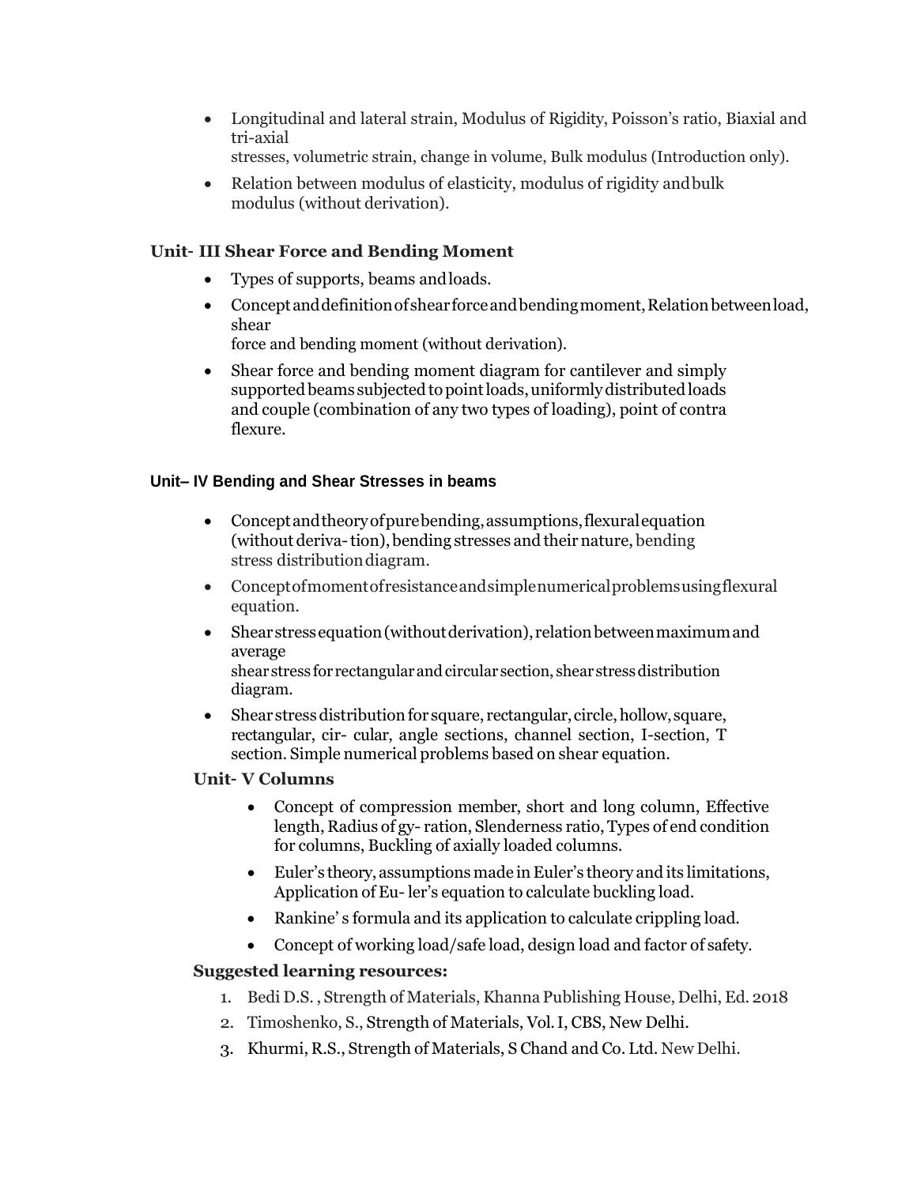- Longitudinal and lateral strain, Modulus of Rigidity, Poisson's ratio, Biaxial and tri-axial stresses, volumetric strain, change in volume, Bulk modulus (Introduction only).
- Relation between modulus of elasticity, modulus of rigidity and bulk modulus (without derivation).

### Unit- III Shear Force and Bending Moment

- Types of supports, beams and loads.
- Concept and definition of shear force and bending moment, Relation between load, shear force and bending moment (without derivation).
- Shear force and bending moment diagram for cantilever and simply supported beams subjected to point loads, uniformly distributed loads and couple (combination of any two types of loading), point of contra flexure.

### Unit– IV Bending and Shear Stresses in beams

- Concept and theory of pure bending, assumptions, flexural equation (without deriva- tion), bending stresses and their nature, bending stress distribution diagram.
- Concept of moment of resistance and simple numerical problems using flexural equation.
- Shear stress equation (without derivation), relation between maximum and average shear stress for rectangular and circular section, shear stress distribution diagram.
- Shear stress distribution for square, rectangular, circle, hollow, square, rectangular, cir- cular, angle sections, channel section, I-section, T section. Simple numerical problems based on shear equation.

### Unit- V Columns

- Concept of compression member, short and long column, Effective length, Radius of gy- ration, Slenderness ratio, Types of end condition for columns, Buckling of axially loaded columns.
- Euler's theory, assumptions made in Euler's theory and its limitations, Application of Eu- ler's equation to calculate buckling load.
- Rankine' s formula and its application to calculate crippling load.
- Concept of working load/safe load, design load and factor of safety.

### Suggested learning resources:

1. Bedi D.S. , Strength of Materials, Khanna Publishing House, Delhi, Ed. 2018
2. Timoshenko, S., Strength of Materials, Vol. I, CBS, New Delhi.
3. Khurmi, R.S., Strength of Materials, S Chand and Co. Ltd. New Delhi.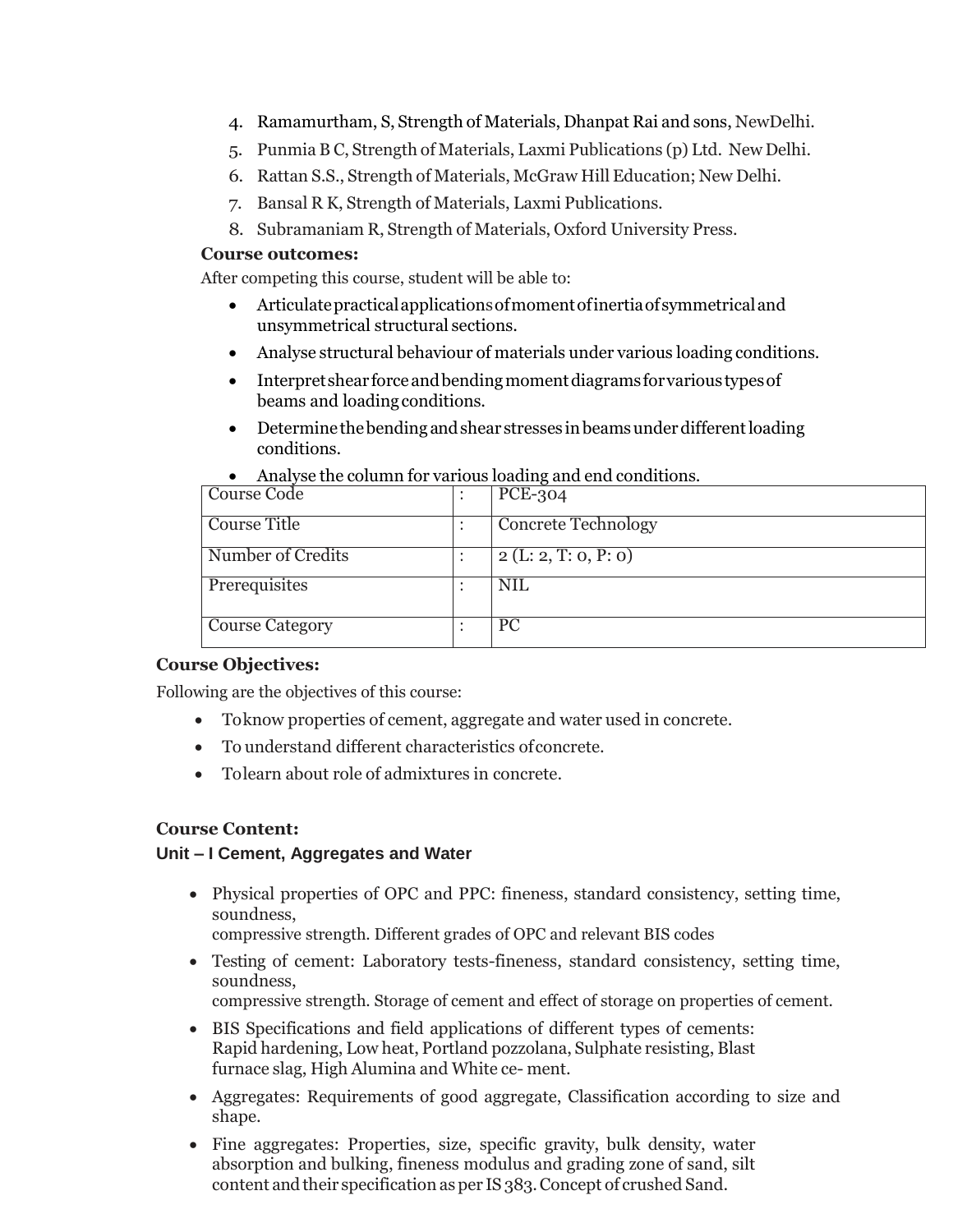4. Ramamurtham, S, Strength of Materials, Dhanpat Rai and sons, NewDelhi.
5. Punmia B C, Strength of Materials, Laxmi Publications (p) Ltd. New Delhi.
6. Rattan S.S., Strength of Materials, McGraw Hill Education; New Delhi.
7. Bansal R K, Strength of Materials, Laxmi Publications.
8. Subramaniam R, Strength of Materials, Oxford University Press.

**Course outcomes:**

After competing this course, student will be able to:

- Articulate practical applications of moment of inertia of symmetrical and unsymmetrical structural sections.
- Analyse structural behaviour of materials under various loading conditions.
- Interpret shear force and bending moment diagrams for various types of beams and loading conditions.
- Determine the bending and shear stresses in beams under different loading conditions.
- Analyse the column for various loading and end conditions.

| Course Code | : | PCE-304 |
|---|---|---|
| Course Title | : | Concrete Technology |
| Number of Credits | : | 2 (L: 2, T: 0, P: 0) |
| Prerequisites | : | NIL |
| Course Category | : | PC |

**Course Objectives:**

Following are the objectives of this course:

- To know properties of cement, aggregate and water used in concrete.
- To understand different characteristics of concrete.
- To learn about role of admixtures in concrete.

**Course Content:**

**Unit – I Cement, Aggregates and Water**

- Physical properties of OPC and PPC: fineness, standard consistency, setting time, soundness, compressive strength. Different grades of OPC and relevant BIS codes
- Testing of cement: Laboratory tests-fineness, standard consistency, setting time, soundness, compressive strength. Storage of cement and effect of storage on properties of cement.
- BIS Specifications and field applications of different types of cements: Rapid hardening, Low heat, Portland pozzolana, Sulphate resisting, Blast furnace slag, High Alumina and White ce- ment.
- Aggregates: Requirements of good aggregate, Classification according to size and shape.
- Fine aggregates: Properties, size, specific gravity, bulk density, water absorption and bulking, fineness modulus and grading zone of sand, silt content and their specification as per IS 383. Concept of crushed Sand.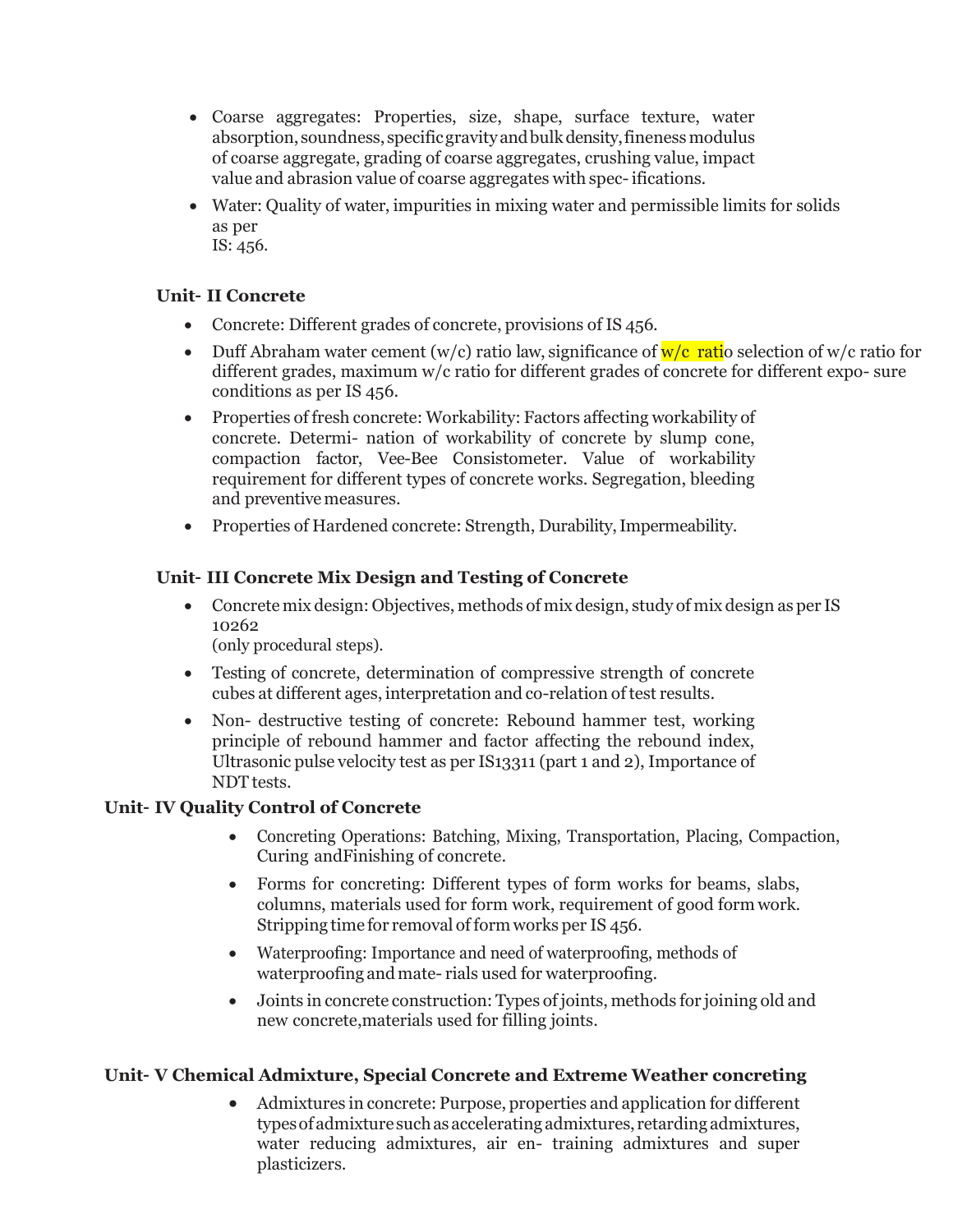- Coarse aggregates: Properties, size, shape, surface texture, water absorption, soundness, specific gravity and bulk density, fineness modulus of coarse aggregate, grading of coarse aggregates, crushing value, impact value and abrasion value of coarse aggregates with spec- ifications.
- Water: Quality of water, impurities in mixing water and permissible limits for solids as per IS: 456.

### Unit- II Concrete

- Concrete: Different grades of concrete, provisions of IS 456.
- Duff Abraham water cement (w/c) ratio law, significance of w/c ratio selection of w/c ratio for different grades, maximum w/c ratio for different grades of concrete for different expo- sure conditions as per IS 456.
- Properties of fresh concrete: Workability: Factors affecting workability of concrete. Determi- nation of workability of concrete by slump cone, compaction factor, Vee-Bee Consistometer. Value of workability requirement for different types of concrete works. Segregation, bleeding and preventive measures.
- Properties of Hardened concrete: Strength, Durability, Impermeability.

### Unit- III Concrete Mix Design and Testing of Concrete

- Concrete mix design: Objectives, methods of mix design, study of mix design as per IS 10262 (only procedural steps).
- Testing of concrete, determination of compressive strength of concrete cubes at different ages, interpretation and co-relation of test results.
- Non- destructive testing of concrete: Rebound hammer test, working principle of rebound hammer and factor affecting the rebound index, Ultrasonic pulse velocity test as per IS13311 (part 1 and 2), Importance of NDT tests.

### Unit- IV Quality Control of Concrete

- Concreting Operations: Batching, Mixing, Transportation, Placing, Compaction, Curing andFinishing of concrete.
- Forms for concreting: Different types of form works for beams, slabs, columns, materials used for form work, requirement of good form work. Stripping time for removal of form works per IS 456.
- Waterproofing: Importance and need of waterproofing, methods of waterproofing and mate- rials used for waterproofing.
- Joints in concrete construction: Types of joints, methods for joining old and new concrete,materials used for filling joints.

### Unit- V Chemical Admixture, Special Concrete and Extreme Weather concreting

- Admixtures in concrete: Purpose, properties and application for different types of admixture such as accelerating admixtures, retarding admixtures, water reducing admixtures, air en- training admixtures and super plasticizers.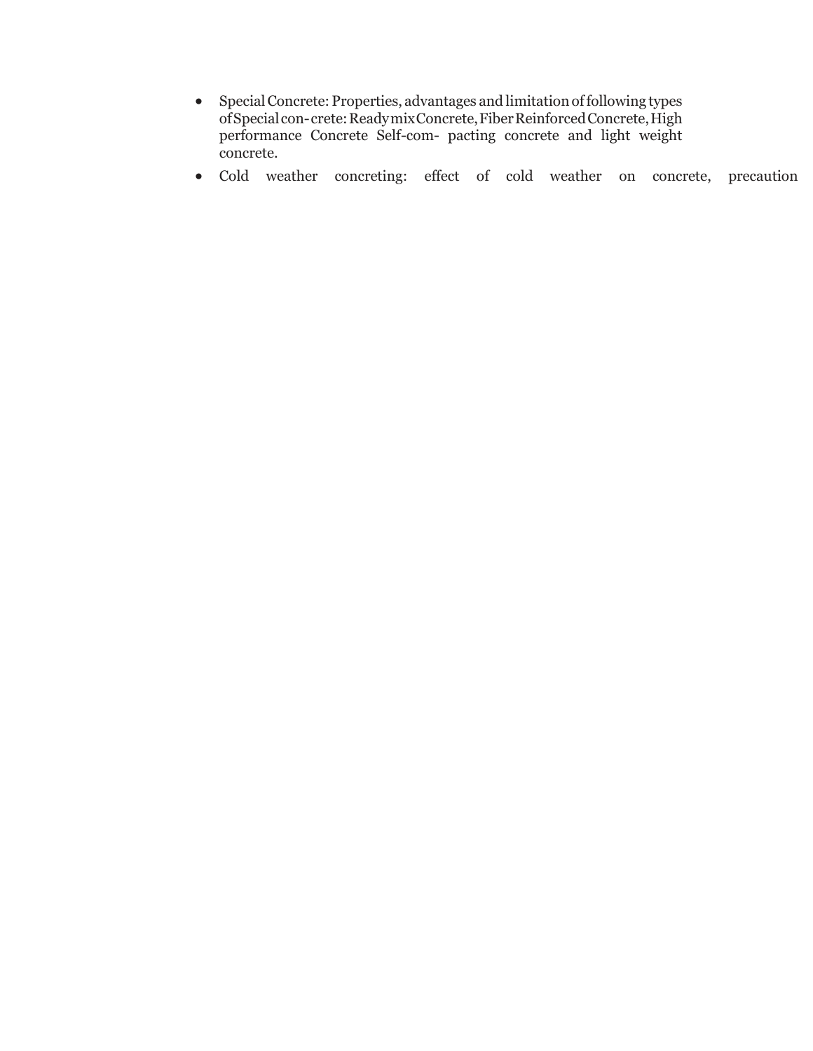- Special Concrete: Properties, advantages and limitation of following types of Special con- crete: Ready mix Concrete, Fiber Reinforced Concrete, High performance Concrete Self-com- pacting concrete and light weight concrete.
- Cold weather concreting: effect of cold weather on concrete, precaution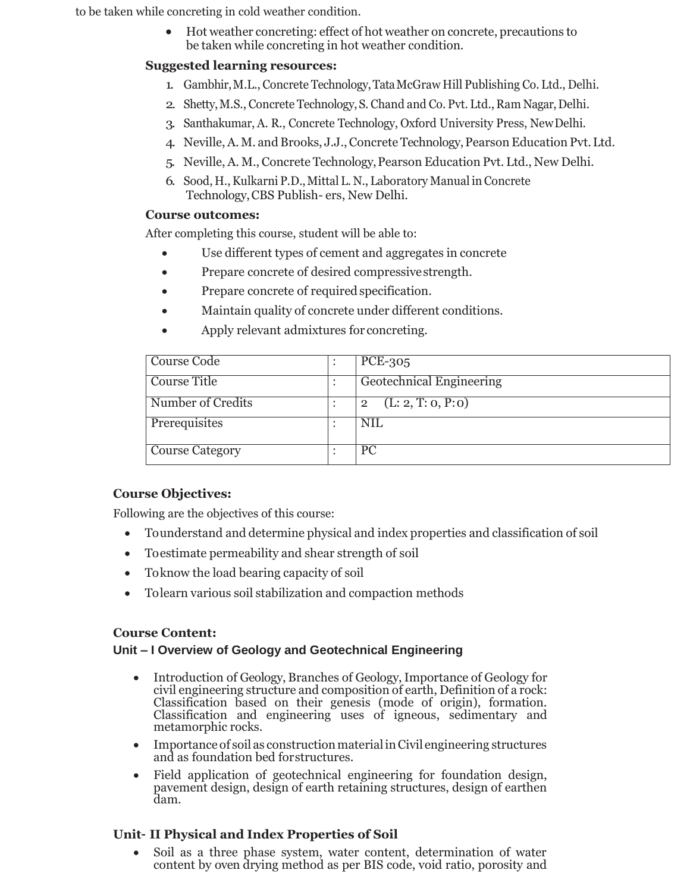to be taken while concreting in cold weather condition.

- Hot weather concreting: effect of hot weather on concrete, precautions to be taken while concreting in hot weather condition.

**Suggested learning resources:**

1. Gambhir, M.L., Concrete Technology, Tata McGraw Hill Publishing Co. Ltd., Delhi.
2. Shetty, M.S., Concrete Technology, S. Chand and Co. Pvt. Ltd., Ram Nagar, Delhi.
3. Santhakumar, A. R., Concrete Technology, Oxford University Press, New Delhi.
4. Neville, A. M. and Brooks, J.J., Concrete Technology, Pearson Education Pvt. Ltd.
5. Neville, A. M., Concrete Technology, Pearson Education Pvt. Ltd., New Delhi.
6. Sood, H., Kulkarni P.D., Mittal L. N., Laboratory Manual in Concrete Technology, CBS Publish- ers, New Delhi.

**Course outcomes:**

After completing this course, student will be able to:

- Use different types of cement and aggregates in concrete
- Prepare concrete of desired compressive strength.
- Prepare concrete of required specification.
- Maintain quality of concrete under different conditions.
- Apply relevant admixtures for concreting.

| Course Code | : | PCE-305 |
|---|---|---|
| Course Title | : | Geotechnical Engineering |
| Number of Credits | : | 2 (L: 2, T: 0, P: 0) |
| Prerequisites | : | NIL |
| Course Category | : | PC |

**Course Objectives:**

Following are the objectives of this course:

- To understand and determine physical and index properties and classification of soil
- To estimate permeability and shear strength of soil
- To know the load bearing capacity of soil
- To learn various soil stabilization and compaction methods

**Course Content:**

### Unit – I Overview of Geology and Geotechnical Engineering

- Introduction of Geology, Branches of Geology, Importance of Geology for civil engineering structure and composition of earth, Definition of a rock: Classification based on their genesis (mode of origin), formation. Classification and engineering uses of igneous, sedimentary and metamorphic rocks.
- Importance of soil as construction material in Civil engineering structures and as foundation bed for structures.
- Field application of geotechnical engineering for foundation design, pavement design, design of earth retaining structures, design of earthen dam.

### Unit- II Physical and Index Properties of Soil

- Soil as a three phase system, water content, determination of water content by oven drying method as per BIS code, void ratio, porosity and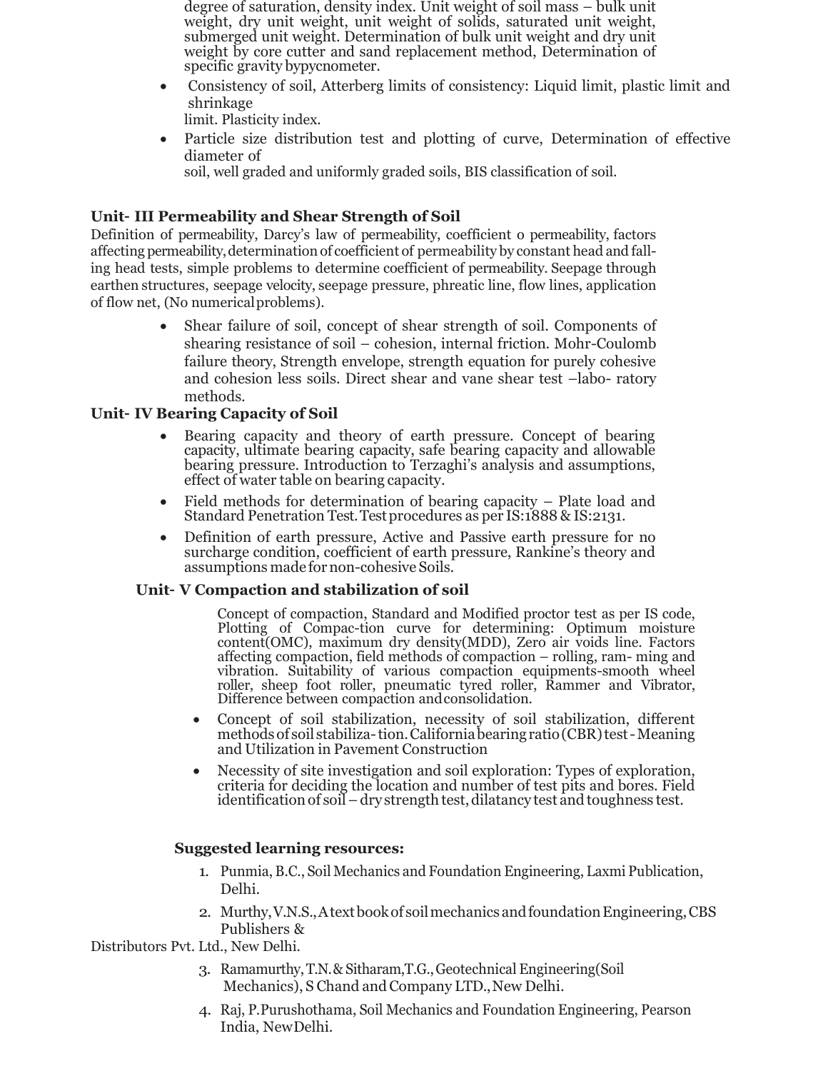degree of saturation, density index. Unit weight of soil mass – bulk unit weight, dry unit weight, unit weight of solids, saturated unit weight, submerged unit weight. Determination of bulk unit weight and dry unit weight by core cutter and sand replacement method, Determination of specific gravity bypycnometer.

- Consistency of soil, Atterberg limits of consistency: Liquid limit, plastic limit and shrinkage limit. Plasticity index.
- Particle size distribution test and plotting of curve, Determination of effective diameter of soil, well graded and uniformly graded soils, BIS classification of soil.

## Unit- III Permeability and Shear Strength of Soil

Definition of permeability, Darcy's law of permeability, coefficient o permeability, factors affecting permeability, determination of coefficient of permeability by constant head and falling head tests, simple problems to determine coefficient of permeability. Seepage through earthen structures, seepage velocity, seepage pressure, phreatic line, flow lines, application of flow net, (No numerical problems).

- Shear failure of soil, concept of shear strength of soil. Components of shearing resistance of soil – cohesion, internal friction. Mohr-Coulomb failure theory, Strength envelope, strength equation for purely cohesive and cohesion less soils. Direct shear and vane shear test –labo- ratory methods.

## Unit- IV Bearing Capacity of Soil

- Bearing capacity and theory of earth pressure. Concept of bearing capacity, ultimate bearing capacity, safe bearing capacity and allowable bearing pressure. Introduction to Terzaghi's analysis and assumptions, effect of water table on bearing capacity.
- Field methods for determination of bearing capacity – Plate load and Standard Penetration Test. Test procedures as per IS:1888 & IS:2131.
- Definition of earth pressure, Active and Passive earth pressure for no surcharge condition, coefficient of earth pressure, Rankine's theory and assumptions made for non-cohesive Soils.

## Unit- V Compaction and stabilization of soil

Concept of compaction, Standard and Modified proctor test as per IS code, Plotting of Compac-tion curve for determining: Optimum moisture content(OMC), maximum dry density(MDD), Zero air voids line. Factors affecting compaction, field methods of compaction – rolling, ram- ming and vibration. Suitability of various compaction equipments-smooth wheel roller, sheep foot roller, pneumatic tyred roller, Rammer and Vibrator, Difference between compaction and consolidation.

- Concept of soil stabilization, necessity of soil stabilization, different methods of soil stabiliza- tion. California bearing ratio (CBR) test - Meaning and Utilization in Pavement Construction
- Necessity of site investigation and soil exploration: Types of exploration, criteria for deciding the location and number of test pits and bores. Field identification of soil – dry strength test, dilatancy test and toughness test.

### Suggested learning resources:

1. Punmia, B.C., Soil Mechanics and Foundation Engineering, Laxmi Publication, Delhi.
2. Murthy, V.N.S., A text book of soil mechanics and foundation Engineering, CBS Publishers & Distributors Pvt. Ltd., New Delhi.
3. Ramamurthy, T.N. & Sitharam, T.G., Geotechnical Engineering (Soil Mechanics), S Chand and Company LTD., New Delhi.
4. Raj, P.Purushothama, Soil Mechanics and Foundation Engineering, Pearson India, New Delhi.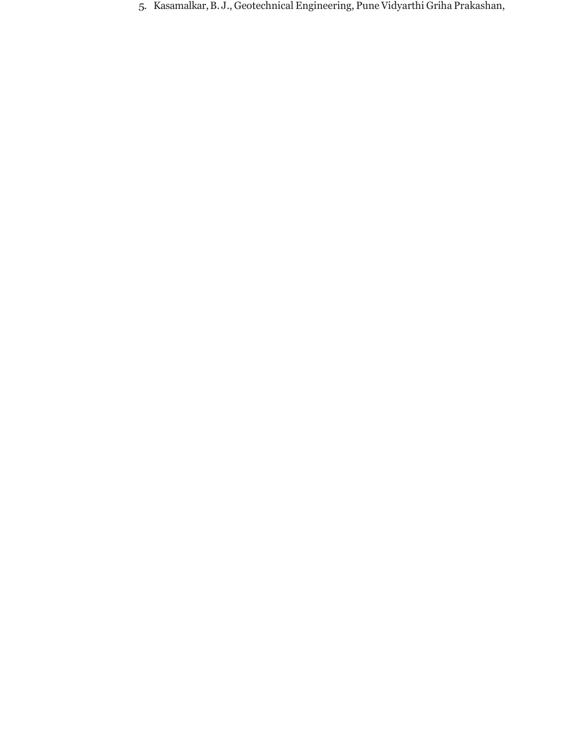5. Kasamalkar, B. J., Geotechnical Engineering, Pune Vidyarthi Griha Prakashan,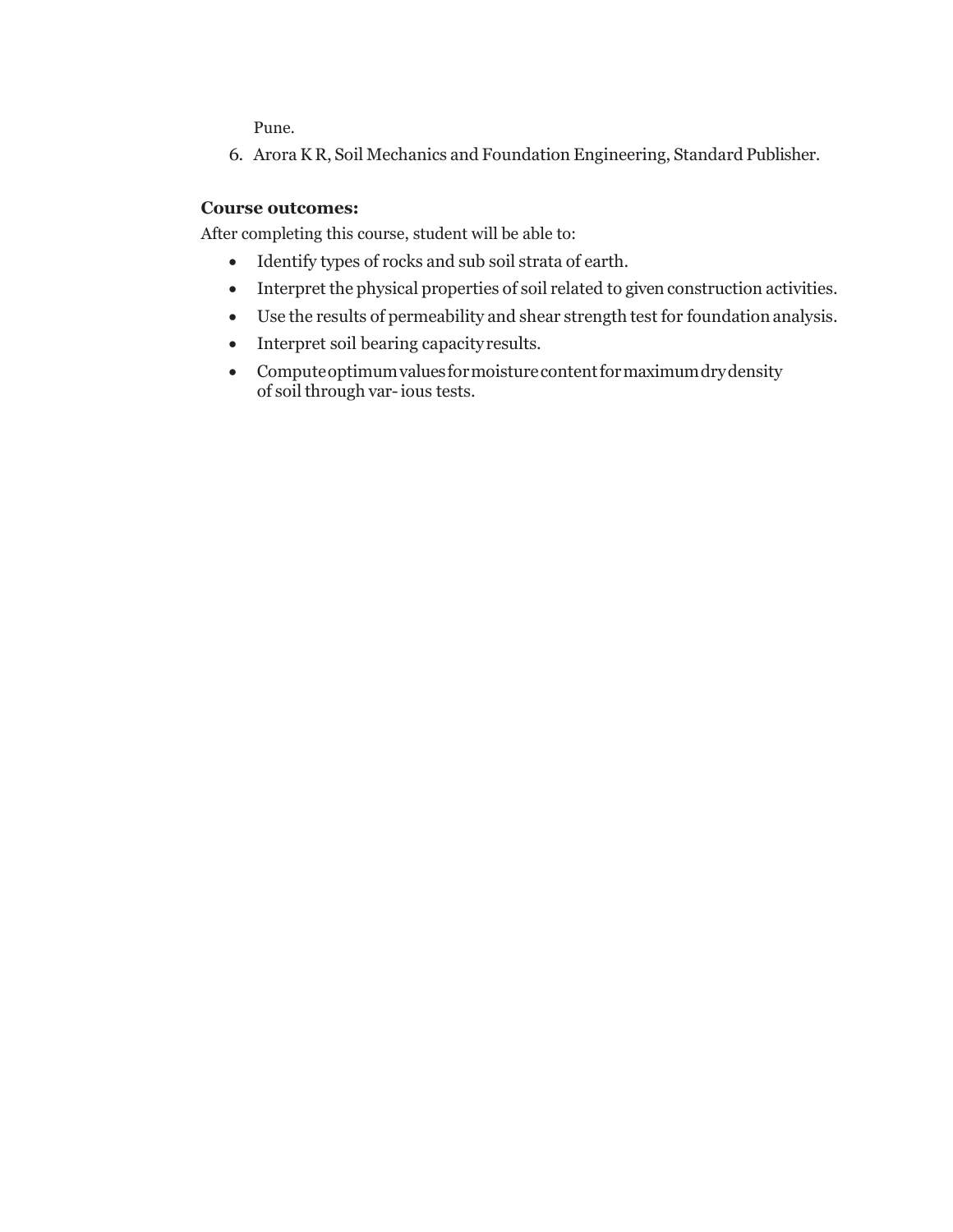Pune.

6. Arora K R, Soil Mechanics and Foundation Engineering, Standard Publisher.

**Course outcomes:**

After completing this course, student will be able to:

- Identify types of rocks and sub soil strata of earth.
- Interpret the physical properties of soil related to given construction activities.
- Use the results of permeability and shear strength test for foundation analysis.
- Interpret soil bearing capacity results.
- Compute optimum values for moisture content for maximum dry density of soil through var- ious tests.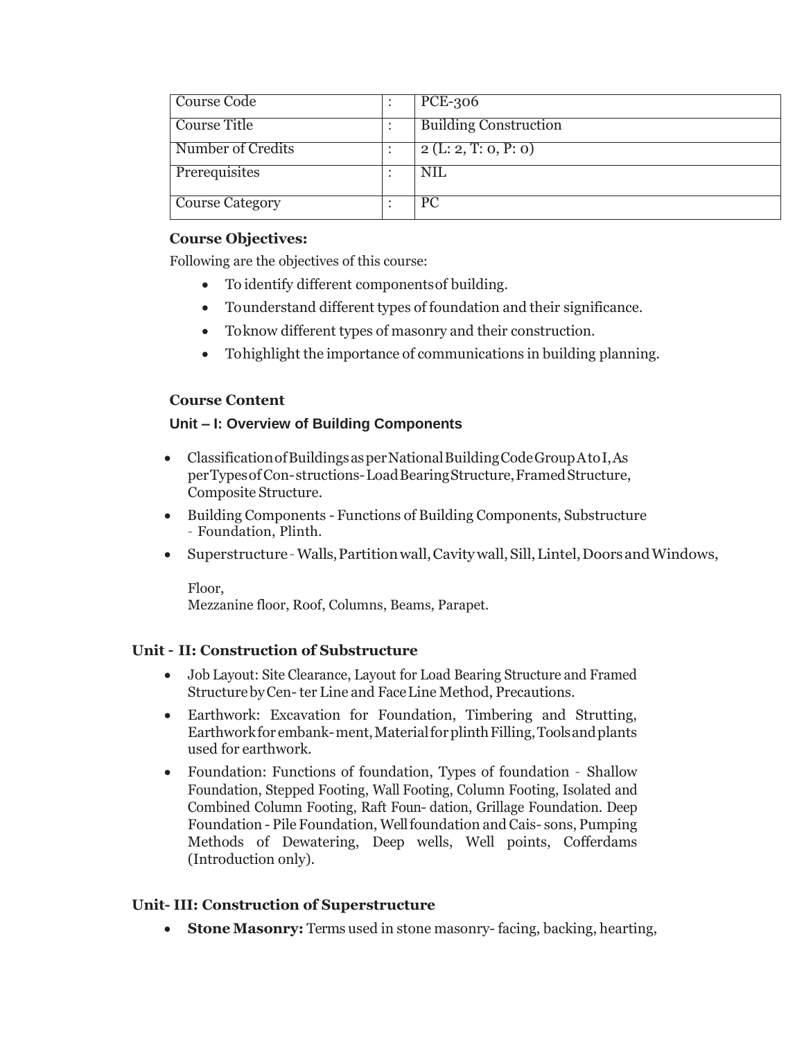| Course Code | : | PCE-306 |
|---|---|---|
| Course Title | : | Building Construction |
| Number of Credits | : | 2 (L: 2, T: 0, P: 0) |
| Prerequisites | : | NIL |
| Course Category | : | PC |

**Course Objectives:**

Following are the objectives of this course:

- To identify different components of building.
- To understand different types of foundation and their significance.
- To know different types of masonry and their construction.
- To highlight the importance of communications in building planning.

**Course Content**

**Unit – I: Overview of Building Components**

- Classification of Buildings as per National Building Code Group A to I, As per Types of Con-structions- Load Bearing Structure, Framed Structure, Composite Structure.
- Building Components - Functions of Building Components, Substructure - Foundation, Plinth.
- Superstructure - Walls, Partition wall, Cavity wall, Sill, Lintel, Doors and Windows,

  Floor,
  Mezzanine floor, Roof, Columns, Beams, Parapet.

**Unit - II: Construction of Substructure**

- Job Layout: Site Clearance, Layout for Load Bearing Structure and Framed Structure by Cen- ter Line and Face Line Method, Precautions.
- Earthwork: Excavation for Foundation, Timbering and Strutting, Earthwork for embank- ment, Material for plinth Filling, Tools and plants used for earthwork.
- Foundation: Functions of foundation, Types of foundation - Shallow Foundation, Stepped Footing, Wall Footing, Column Footing, Isolated and Combined Column Footing, Raft Foun- dation, Grillage Foundation. Deep Foundation - Pile Foundation, Well foundation and Cais- sons, Pumping Methods of Dewatering, Deep wells, Well points, Cofferdams (Introduction only).

**Unit- III: Construction of Superstructure**

- **Stone Masonry:** Terms used in stone masonry- facing, backing, hearting,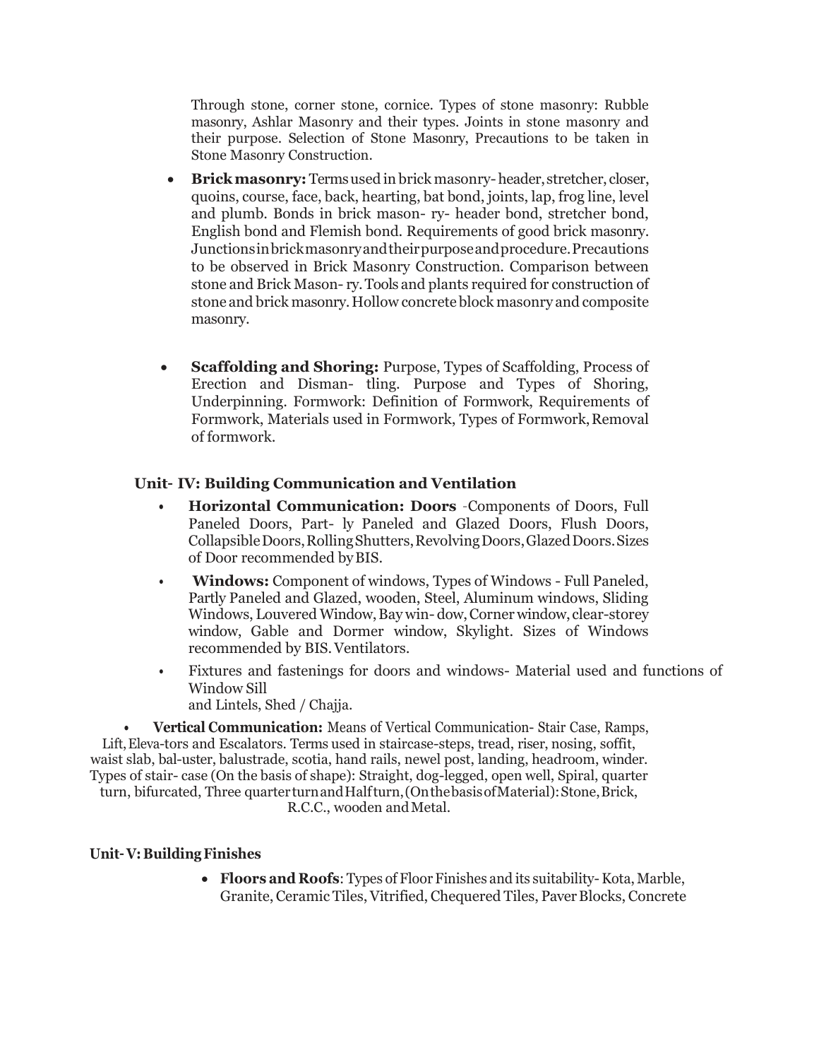Through stone, corner stone, cornice. Types of stone masonry: Rubble masonry, Ashlar Masonry and their types. Joints in stone masonry and their purpose. Selection of Stone Masonry, Precautions to be taken in Stone Masonry Construction.

- **Brick masonry:** Terms used in brick masonry- header, stretcher, closer, quoins, course, face, back, hearting, bat bond, joints, lap, frog line, level and plumb. Bonds in brick mason- ry- header bond, stretcher bond, English bond and Flemish bond. Requirements of good brick masonry. Junctions in brick masonry and their purpose and procedure. Precautions to be observed in Brick Masonry Construction. Comparison between stone and Brick Mason- ry. Tools and plants required for construction of stone and brick masonry. Hollow concrete block masonry and composite masonry.

- **Scaffolding and Shoring:** Purpose, Types of Scaffolding, Process of Erection and Disman- tling. Purpose and Types of Shoring, Underpinning. Formwork: Definition of Formwork, Requirements of Formwork, Materials used in Formwork, Types of Formwork, Removal of formwork.

## Unit- IV: Building Communication and Ventilation

- **Horizontal Communication: Doors** -Components of Doors, Full Paneled Doors, Part- ly Paneled and Glazed Doors, Flush Doors, Collapsible Doors, Rolling Shutters, Revolving Doors, Glazed Doors. Sizes of Door recommended by BIS.
- **Windows:** Component of windows, Types of Windows - Full Paneled, Partly Paneled and Glazed, wooden, Steel, Aluminum windows, Sliding Windows, Louvered Window, Bay win- dow, Corner window, clear-storey window, Gable and Dormer window, Skylight. Sizes of Windows recommended by BIS. Ventilators.
- Fixtures and fastenings for doors and windows- Material used and functions of Window Sill and Lintels, Shed / Chajja.

- **Vertical Communication:** Means of Vertical Communication- Stair Case, Ramps, Lift, Eleva-tors and Escalators. Terms used in staircase-steps, tread, riser, nosing, soffit, waist slab, bal-uster, balustrade, scotia, hand rails, newel post, landing, headroom, winder. Types of stair- case (On the basis of shape): Straight, dog-legged, open well, Spiral, quarter turn, bifurcated, Three quarter turn and Half turn, (On the basis of Material): Stone, Brick, R.C.C., wooden and Metal.

## Unit- V: Building Finishes

- **Floors and Roofs**: Types of Floor Finishes and its suitability- Kota, Marble, Granite, Ceramic Tiles, Vitrified, Chequered Tiles, Paver Blocks, Concrete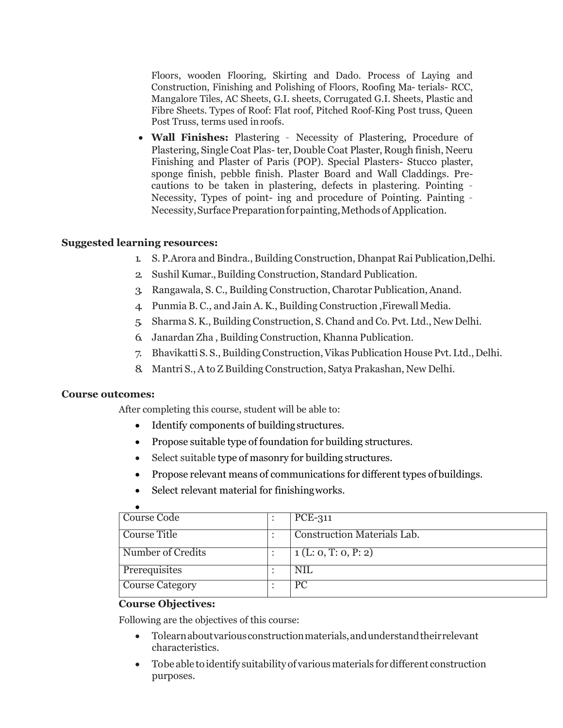Floors, wooden Flooring, Skirting and Dado. Process of Laying and Construction, Finishing and Polishing of Floors, Roofing Ma- terials- RCC, Mangalore Tiles, AC Sheets, G.I. sheets, Corrugated G.I. Sheets, Plastic and Fibre Sheets. Types of Roof: Flat roof, Pitched Roof-King Post truss, Queen Post Truss, terms used in roofs.

- **Wall Finishes:** Plastering - Necessity of Plastering, Procedure of Plastering, Single Coat Plas- ter, Double Coat Plaster, Rough finish, Neeru Finishing and Plaster of Paris (POP). Special Plasters- Stucco plaster, sponge finish, pebble finish. Plaster Board and Wall Claddings. Pre- cautions to be taken in plastering, defects in plastering. Pointing - Necessity, Types of point- ing and procedure of Pointing. Painting - Necessity, Surface Preparation for painting, Methods of Application.

**Suggested learning resources:**

1. S. P.Arora and Bindra., Building Construction, Dhanpat Rai Publication,Delhi.
2. Sushil Kumar., Building Construction, Standard Publication.
3. Rangawala, S. C., Building Construction, Charotar Publication, Anand.
4. Punmia B. C., and Jain A. K., Building Construction ,Firewall Media.
5. Sharma S. K., Building Construction, S. Chand and Co. Pvt. Ltd., New Delhi.
6. Janardan Zha , Building Construction, Khanna Publication.
7. Bhavikatti S. S., Building Construction, Vikas Publication House Pvt. Ltd., Delhi.
8. Mantri S., A to Z Building Construction, Satya Prakashan, New Delhi.

**Course outcomes:**

After completing this course, student will be able to:

- Identify components of building structures.
- Propose suitable type of foundation for building structures.
- Select suitable type of masonry for building structures.
- Propose relevant means of communications for different types of buildings.
- Select relevant material for finishing works.

| Course Code | : | PCE-311 |
|---|---|---|
| Course Title | : | Construction Materials Lab. |
| Number of Credits | : | 1 (L: 0, T: 0, P: 2) |
| Prerequisites | : | NIL |
| Course Category | : | PC |

**Course Objectives:**

Following are the objectives of this course:

- To learn about various construction materials, and understand their relevant characteristics.
- To be able to identify suitability of various materials for different construction purposes.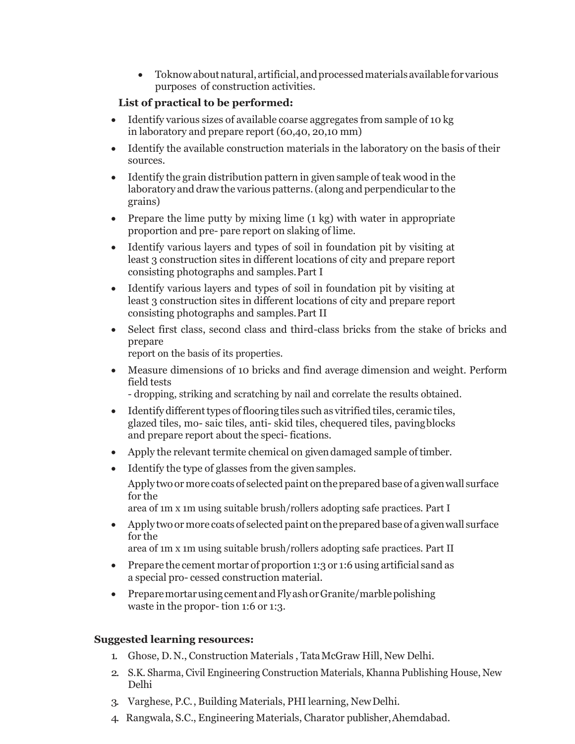- To know about natural, artificial, and processed materials available for various purposes of construction activities.

**List of practical to be performed:**

- Identify various sizes of available coarse aggregates from sample of 10 kg in laboratory and prepare report (60,40, 20,10 mm)
- Identify the available construction materials in the laboratory on the basis of their sources.
- Identify the grain distribution pattern in given sample of teak wood in the laboratory and draw the various patterns. (along and perpendicular to the grains)
- Prepare the lime putty by mixing lime (1 kg) with water in appropriate proportion and pre- pare report on slaking of lime.
- Identify various layers and types of soil in foundation pit by visiting at least 3 construction sites in different locations of city and prepare report consisting photographs and samples. Part I
- Identify various layers and types of soil in foundation pit by visiting at least 3 construction sites in different locations of city and prepare report consisting photographs and samples. Part II
- Select first class, second class and third-class bricks from the stake of bricks and prepare
  report on the basis of its properties.
- Measure dimensions of 10 bricks and find average dimension and weight. Perform field tests
  - dropping, striking and scratching by nail and correlate the results obtained.
- Identify different types of flooring tiles such as vitrified tiles, ceramic tiles, glazed tiles, mo- saic tiles, anti- skid tiles, chequered tiles, paving blocks and prepare report about the speci- fications.
- Apply the relevant termite chemical on given damaged sample of timber.
- Identify the type of glasses from the given samples.
  Apply two or more coats of selected paint on the prepared base of a given wall surface for the
  area of 1m x 1m using suitable brush/rollers adopting safe practices. Part I
- Apply two or more coats of selected paint on the prepared base of a given wall surface for the
  area of 1m x 1m using suitable brush/rollers adopting safe practices. Part II
- Prepare the cement mortar of proportion 1:3 or 1:6 using artificial sand as a special pro- cessed construction material.
- Prepare mortar using cement and Fly ash or Granite/marble polishing waste in the propor- tion 1:6 or 1:3.

**Suggested learning resources:**

1. Ghose, D. N., Construction Materials , Tata McGraw Hill, New Delhi.
2. S.K. Sharma, Civil Engineering Construction Materials, Khanna Publishing House, New Delhi
3. Varghese, P.C. , Building Materials, PHI learning, New Delhi.
4. Rangwala, S.C., Engineering Materials, Charator publisher, Ahemdabad.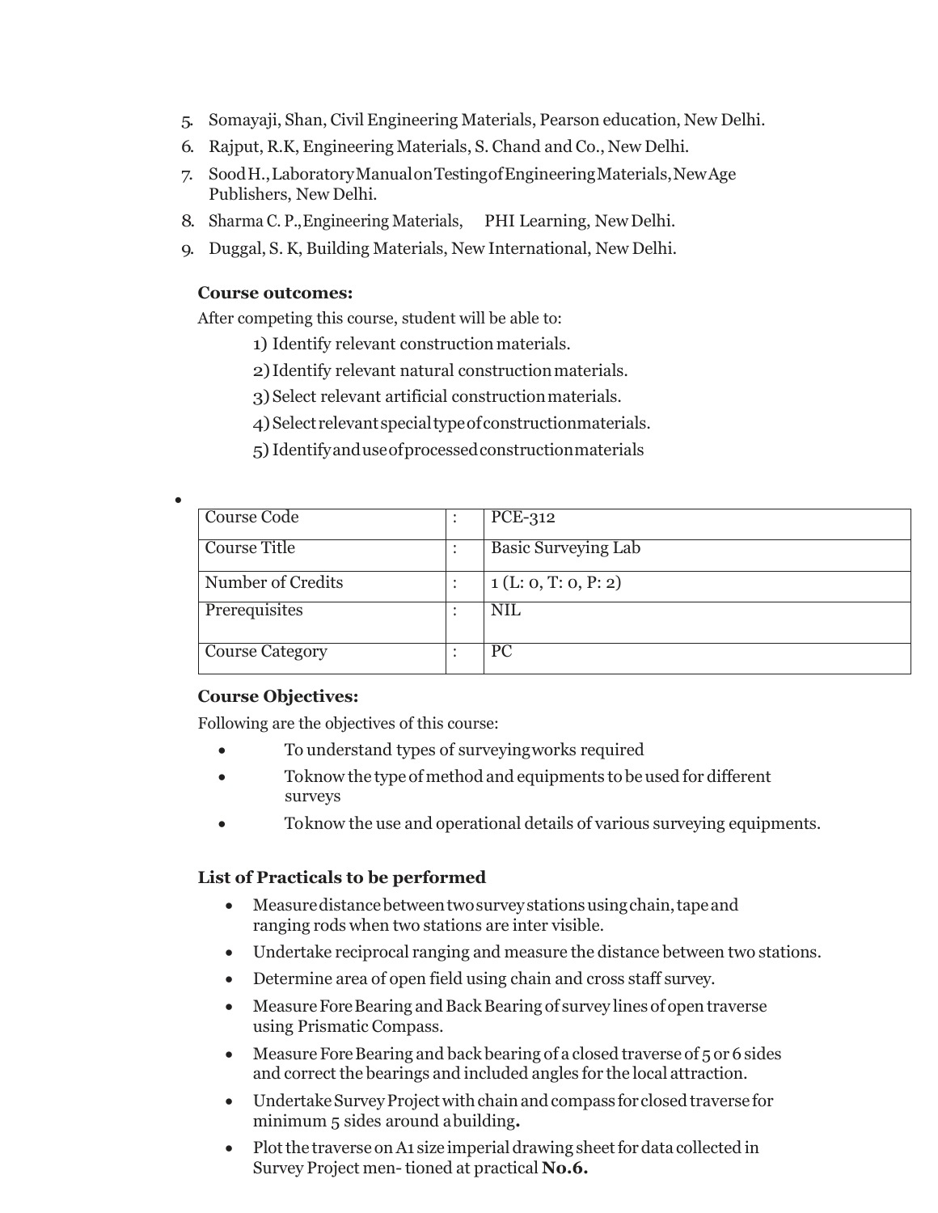5. Somayaji, Shan, Civil Engineering Materials, Pearson education, New Delhi.
6. Rajput, R.K, Engineering Materials, S. Chand and Co., New Delhi.
7. Sood H., Laboratory Manual on Testing of Engineering Materials, New Age Publishers, New Delhi.
8. Sharma C. P., Engineering Materials, PHI Learning, New Delhi.
9. Duggal, S. K, Building Materials, New International, New Delhi.

**Course outcomes:**

After competing this course, student will be able to:

1) Identify relevant construction materials.
2) Identify relevant natural construction materials.
3) Select relevant artificial construction materials.
4) Select relevant special type of construction materials.
5) Identify and use of processed construction materials

| Course Code | : | PCE-312 |
|---|---|---|
| Course Title | : | Basic Surveying Lab |
| Number of Credits | : | 1 (L: 0, T: 0, P: 2) |
| Prerequisites | : | NIL |
| Course Category | : | PC |

**Course Objectives:**

Following are the objectives of this course:

- To understand types of surveying works required
- To know the type of method and equipments to be used for different surveys
- To know the use and operational details of various surveying equipments.

**List of Practicals to be performed**

- Measure distance between two survey stations using chain, tape and ranging rods when two stations are inter visible.
- Undertake reciprocal ranging and measure the distance between two stations.
- Determine area of open field using chain and cross staff survey.
- Measure Fore Bearing and Back Bearing of survey lines of open traverse using Prismatic Compass.
- Measure Fore Bearing and back bearing of a closed traverse of 5 or 6 sides and correct the bearings and included angles for the local attraction.
- Undertake Survey Project with chain and compass for closed traverse for minimum 5 sides around a building**.**
- Plot the traverse on A1 size imperial drawing sheet for data collected in Survey Project men- tioned at practical **No.6.**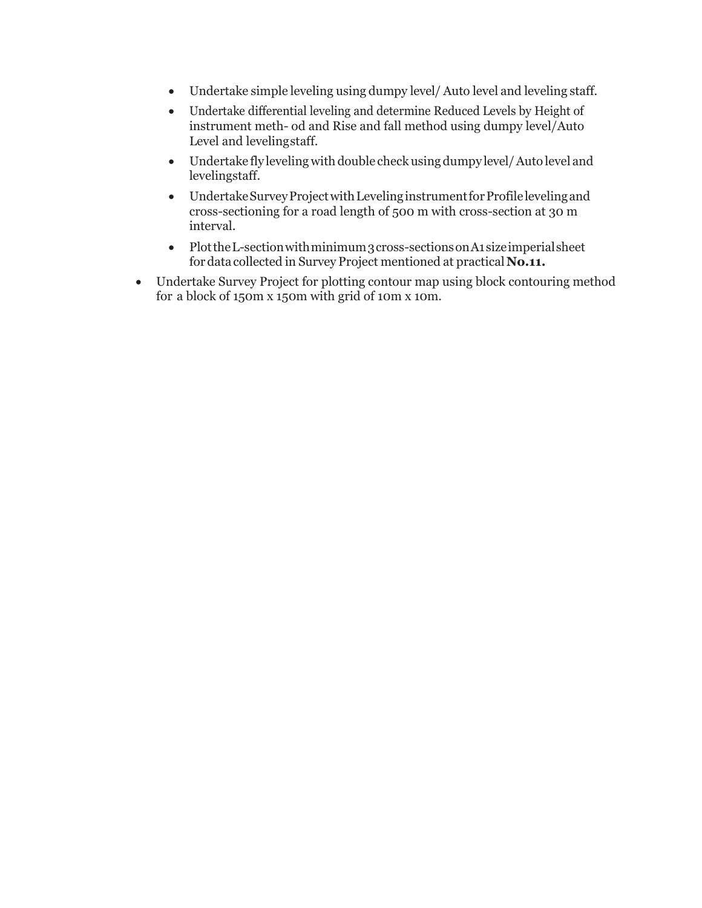- Undertake simple leveling using dumpy level/ Auto level and leveling staff.
- Undertake differential leveling and determine Reduced Levels by Height of instrument meth- od and Rise and fall method using dumpy level/Auto Level and leveling staff.
- Undertake fly leveling with double check using dumpy level/ Auto level and leveling staff.
- Undertake Survey Project with Leveling instrument for Profile leveling and cross-sectioning for a road length of 500 m with cross-section at 30 m interval.
- Plot the L-section with minimum 3 cross-sections on A1 size imperial sheet for data collected in Survey Project mentioned at practical **No.11.**

- Undertake Survey Project for plotting contour map using block contouring method for a block of 150m x 150m with grid of 10m x 10m.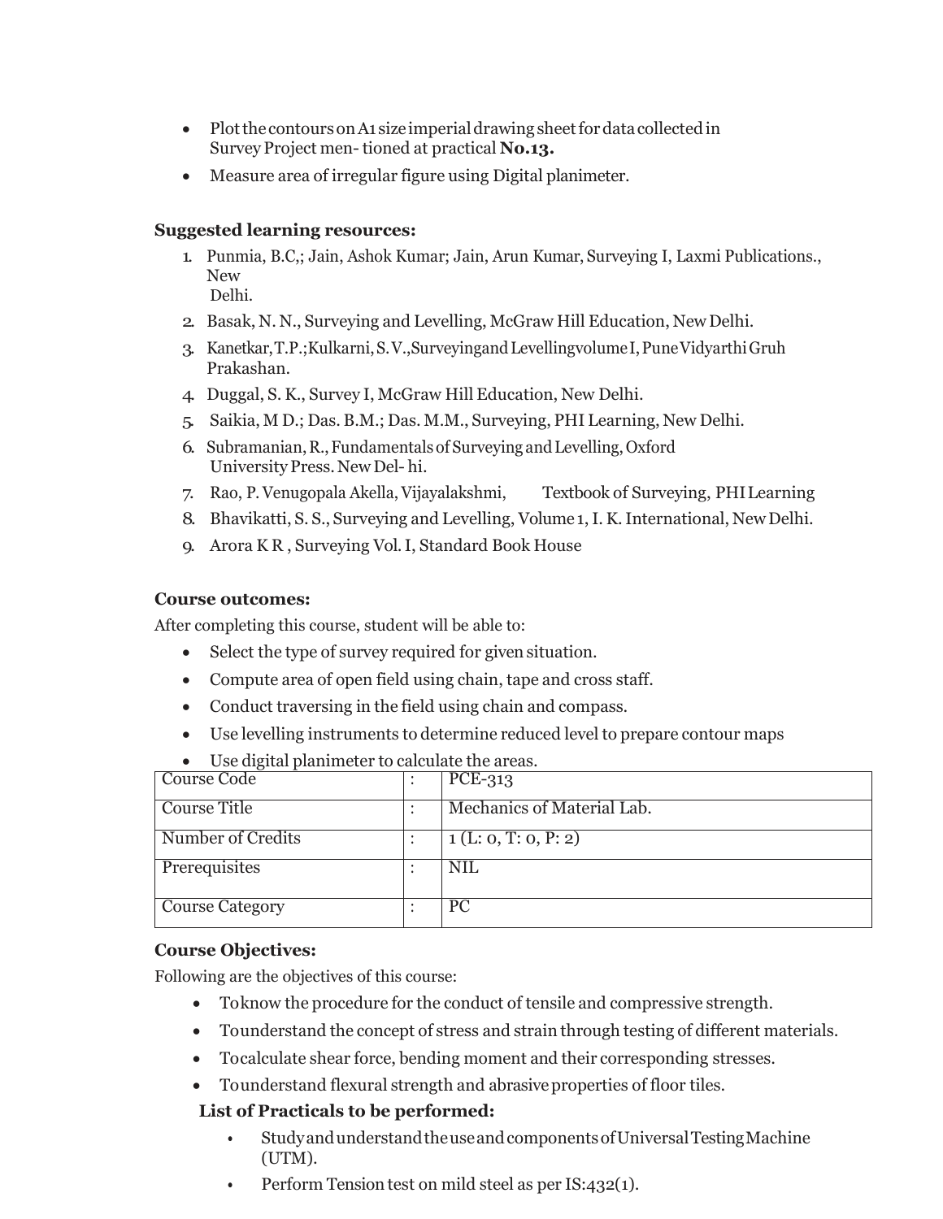- Plot the contours on A1 size imperial drawing sheet for data collected in Survey Project men- tioned at practical **No.13.**
- Measure area of irregular figure using Digital planimeter.

**Suggested learning resources:**

1. Punmia, B.C,; Jain, Ashok Kumar; Jain, Arun Kumar, Surveying I, Laxmi Publications., New Delhi.
2. Basak, N. N., Surveying and Levelling, McGraw Hill Education, New Delhi.
3. Kanetkar, T.P.; Kulkarni, S. V., Surveying and Levelling volume I, Pune Vidyarthi Gruh Prakashan.
4. Duggal, S. K., Survey I, McGraw Hill Education, New Delhi.
5. Saikia, M D.; Das. B.M.; Das. M.M., Surveying, PHI Learning, New Delhi.
6. Subramanian, R., Fundamentals of Surveying and Levelling, Oxford University Press. New Del- hi.
7. Rao, P. Venugopala Akella, Vijayalakshmi, Textbook of Surveying, PHI Learning
8. Bhavikatti, S. S., Surveying and Levelling, Volume 1, I. K. International, New Delhi.
9. Arora K R , Surveying Vol. I, Standard Book House

**Course outcomes:**

After completing this course, student will be able to:

- Select the type of survey required for given situation.
- Compute area of open field using chain, tape and cross staff.
- Conduct traversing in the field using chain and compass.
- Use levelling instruments to determine reduced level to prepare contour maps
- Use digital planimeter to calculate the areas.

| Course Code | : | PCE-313 |
|---|---|---|
| Course Title | : | Mechanics of Material Lab. |
| Number of Credits | : | 1 (L: 0, T: 0, P: 2) |
| Prerequisites | : | NIL |
| Course Category | : | PC |

**Course Objectives:**

Following are the objectives of this course:

- To know the procedure for the conduct of tensile and compressive strength.
- To understand the concept of stress and strain through testing of different materials.
- To calculate shear force, bending moment and their corresponding stresses.
- To understand flexural strength and abrasive properties of floor tiles.

**List of Practicals to be performed:**

- Study and understand the use and components of Universal Testing Machine (UTM).
- Perform Tension test on mild steel as per IS:432(1).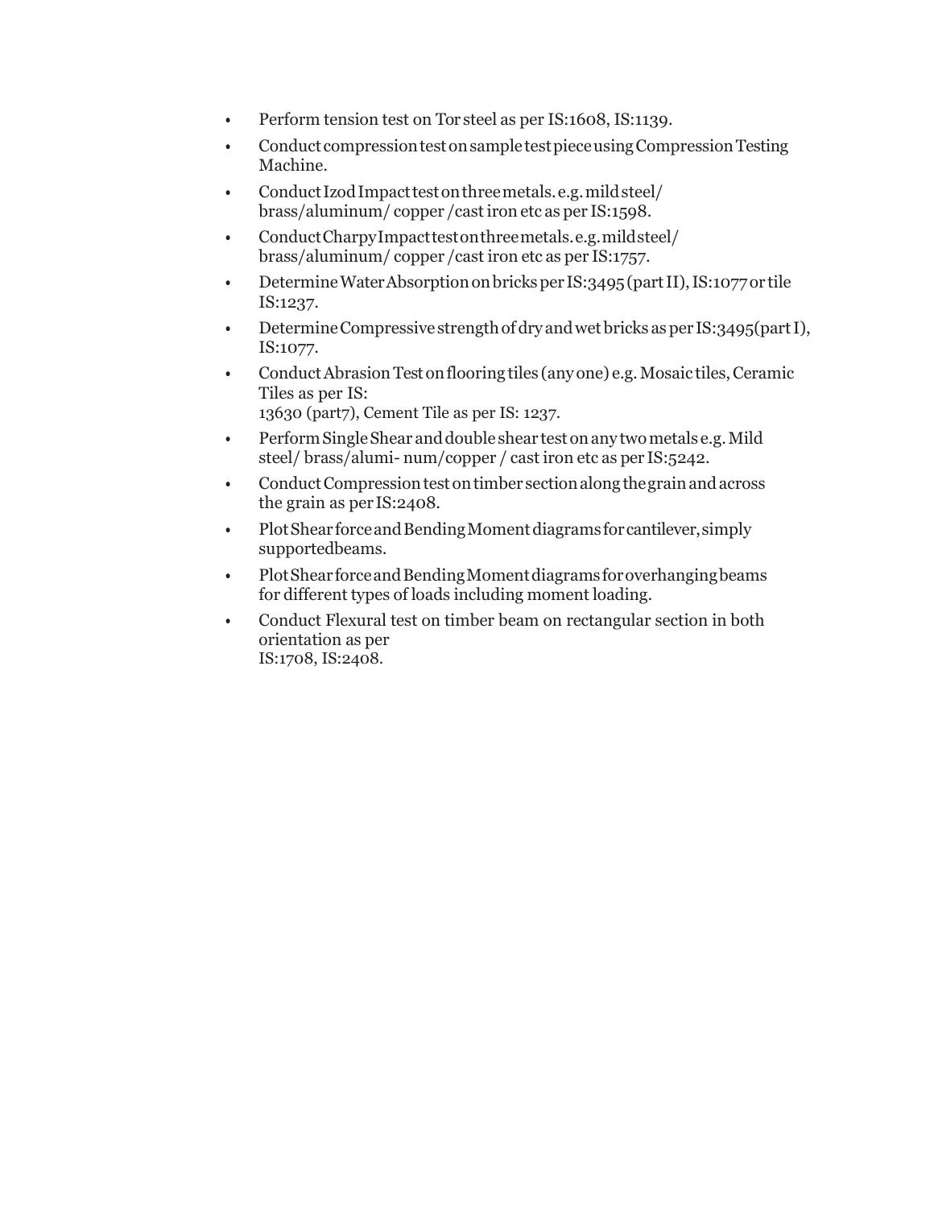- Perform tension test on Tor steel as per IS:1608, IS:1139.
- Conduct compression test on sample test piece using Compression Testing Machine.
- Conduct Izod Impact test on three metals. e.g. mild steel/ brass/aluminum/ copper /cast iron etc as per IS:1598.
- Conduct Charpy Impact test on three metals. e.g. mild steel/ brass/aluminum/ copper /cast iron etc as per IS:1757.
- Determine Water Absorption on bricks per IS:3495 (part II), IS:1077 or tile IS:1237.
- Determine Compressive strength of dry and wet bricks as per IS:3495(part I), IS:1077.
- Conduct Abrasion Test on flooring tiles (any one) e.g. Mosaic tiles, Ceramic Tiles as per IS:
  13630 (part7), Cement Tile as per IS: 1237.
- Perform Single Shear and double shear test on any two metals e.g. Mild steel/ brass/alumi- num/copper / cast iron etc as per IS:5242.
- Conduct Compression test on timber section along the grain and across the grain as per IS:2408.
- Plot Shear force and Bending Moment diagrams for cantilever, simply supportedbeams.
- Plot Shear force and Bending Moment diagrams for overhanging beams for different types of loads including moment loading.
- Conduct Flexural test on timber beam on rectangular section in both orientation as per
  IS:1708, IS:2408.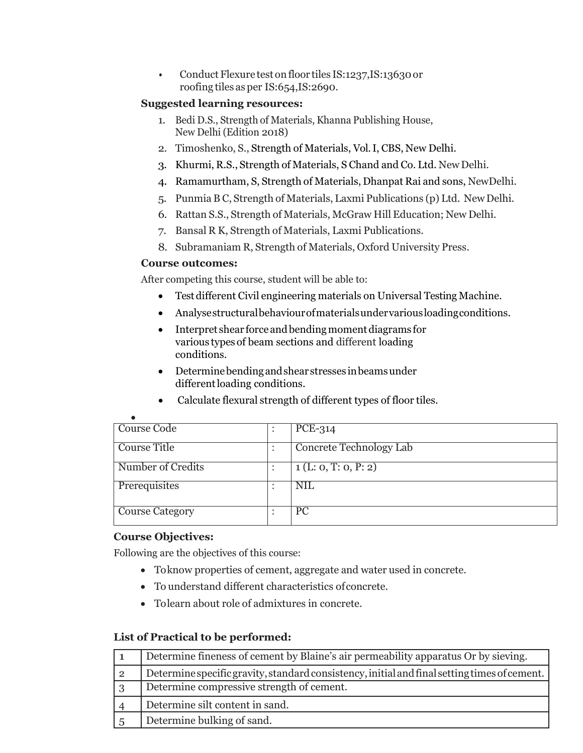- Conduct Flexure test on floor tiles IS:1237,IS:13630 or roofing tiles as per IS:654,IS:2690.

**Suggested learning resources:**

1. Bedi D.S., Strength of Materials, Khanna Publishing House, New Delhi (Edition 2018)
2. Timoshenko, S., Strength of Materials, Vol. I, CBS, New Delhi.
3. Khurmi, R.S., Strength of Materials, S Chand and Co. Ltd. New Delhi.
4. Ramamurtham, S, Strength of Materials, Dhanpat Rai and sons, NewDelhi.
5. Punmia B C, Strength of Materials, Laxmi Publications (p) Ltd. New Delhi.
6. Rattan S.S., Strength of Materials, McGraw Hill Education; New Delhi.
7. Bansal R K, Strength of Materials, Laxmi Publications.
8. Subramaniam R, Strength of Materials, Oxford University Press.

**Course outcomes:**

After competing this course, student will be able to:

- Test different Civil engineering materials on Universal Testing Machine.
- Analyse structural behaviour of materials under various loading conditions.
- Interpret shear force and bending moment diagrams for various types of beam sections and different loading conditions.
- Determine bending and shear stresses in beams under different loading conditions.
- Calculate flexural strength of different types of floor tiles.

| Course Code | : | PCE-314 |
|---|---|---|
| Course Title | : | Concrete Technology Lab |
| Number of Credits | : | 1 (L: 0, T: 0, P: 2) |
| Prerequisites | : | NIL |
| Course Category | : | PC |

**Course Objectives:**

Following are the objectives of this course:

- To know properties of cement, aggregate and water used in concrete.
- To understand different characteristics of concrete.
- To learn about role of admixtures in concrete.

**List of Practical to be performed:**

| | |
|---|---|
| 1 | Determine fineness of cement by Blaine's air permeability apparatus Or by sieving. |
| 2 | Determine specific gravity, standard consistency, initial and final setting times of cement. |
| 3 | Determine compressive strength of cement. |
| 4 | Determine silt content in sand. |
| 5 | Determine bulking of sand. |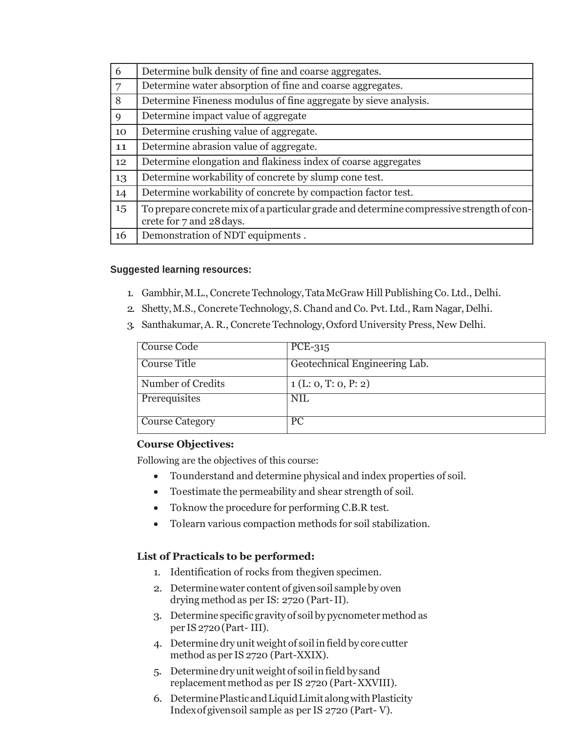| | |
|---|---|
| 6 | Determine bulk density of fine and coarse aggregates. |
| 7 | Determine water absorption of fine and coarse aggregates. |
| 8 | Determine Fineness modulus of fine aggregate by sieve analysis. |
| 9 | Determine impact value of aggregate |
| 10 | Determine crushing value of aggregate. |
| 11 | Determine abrasion value of aggregate. |
| 12 | Determine elongation and flakiness index of coarse aggregates |
| 13 | Determine workability of concrete by slump cone test. |
| 14 | Determine workability of concrete by compaction factor test. |
| 15 | To prepare concrete mix of a particular grade and determine compressive strength of concrete for 7 and 28 days. |
| 16 | Demonstration of NDT equipments . |

**Suggested learning resources:**

1. Gambhir, M.L., Concrete Technology, Tata McGraw Hill Publishing Co. Ltd., Delhi.
2. Shetty, M.S., Concrete Technology, S. Chand and Co. Pvt. Ltd., Ram Nagar, Delhi.
3. Santhakumar, A. R., Concrete Technology, Oxford University Press, New Delhi.

| | |
|---|---|
| Course Code | PCE-315 |
| Course Title | Geotechnical Engineering Lab. |
| Number of Credits | 1 (L: 0, T: 0, P: 2) |
| Prerequisites | NIL |
| Course Category | PC |

**Course Objectives:**

Following are the objectives of this course:

- To understand and determine physical and index properties of soil.
- To estimate the permeability and shear strength of soil.
- To know the procedure for performing C.B.R test.
- To learn various compaction methods for soil stabilization.

**List of Practicals to be performed:**

1. Identification of rocks from the given specimen.
2. Determine water content of given soil sample by oven drying method as per IS: 2720 (Part- II).
3. Determine specific gravity of soil by pycnometer method as per IS 2720 (Part- III).
4. Determine dry unit weight of soil in field by core cutter method as per IS 2720 (Part-XXIX).
5. Determine dry unit weight of soil in field by sand replacement method as per IS 2720 (Part-XXVIII).
6. Determine Plastic and Liquid Limit along with Plasticity Index of given soil sample as per IS 2720 (Part- V).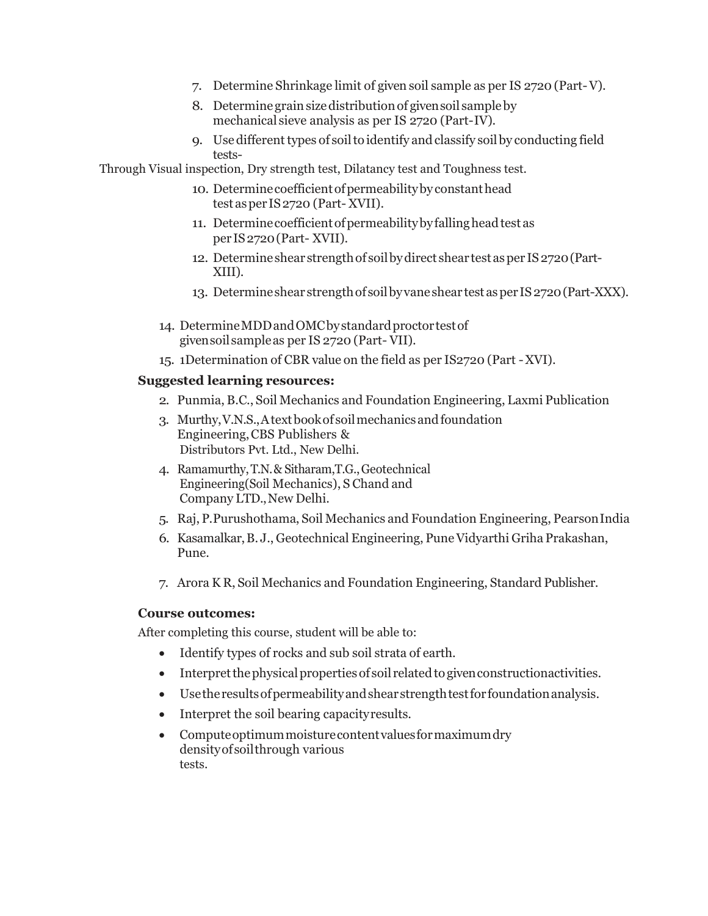7. Determine Shrinkage limit of given soil sample as per IS 2720 (Part- V).
8. Determine grain size distribution of given soil sample by mechanical sieve analysis as per IS 2720 (Part-IV).
9. Use different types of soil to identify and classify soil by conducting field tests-

Through Visual inspection, Dry strength test, Dilatancy test and Toughness test.

10. Determine coefficient of permeability by constant head test as per IS 2720 (Part- XVII).
11. Determine coefficient of permeability by falling head test as per IS 2720 (Part- XVII).
12. Determine shear strength of soil by direct shear test as per IS 2720 (Part-XIII).
13. Determine shear strength of soil by vane shear test as per IS 2720 (Part-XXX).
14. Determine MDD and OMC by standard proctor test of given soil sample as per IS 2720 (Part- VII).
15. 1Determination of CBR value on the field as per IS2720 (Part - XVI).

**Suggested learning resources:**

2. Punmia, B.C., Soil Mechanics and Foundation Engineering, Laxmi Publication
3. Murthy, V.N.S., A text book of soil mechanics and foundation Engineering, CBS Publishers & Distributors Pvt. Ltd., New Delhi.
4. Ramamurthy, T.N. & Sitharam, T.G., Geotechnical Engineering(Soil Mechanics), S Chand and Company LTD., New Delhi.
5. Raj, P.Purushothama, Soil Mechanics and Foundation Engineering, Pearson India
6. Kasamalkar, B. J., Geotechnical Engineering, Pune Vidyarthi Griha Prakashan, Pune.
7. Arora K R, Soil Mechanics and Foundation Engineering, Standard Publisher.

**Course outcomes:**

After completing this course, student will be able to:

- Identify types of rocks and sub soil strata of earth.
- Interpret the physical properties of soil related to given construction activities.
- Use the results of permeability and shear strength test for foundation analysis.
- Interpret the soil bearing capacity results.
- Compute optimum moisture content values for maximum dry density of soil through various tests.